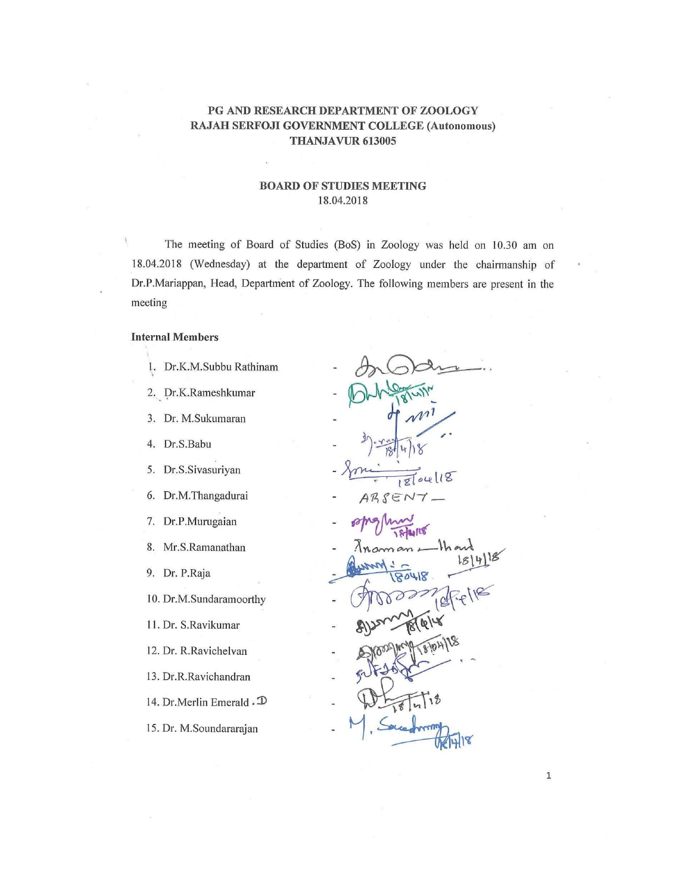**PG AND RESEARCH DEPARTMENT OF ZOOLOGY**
**RAJAH SERFOJI GOVERNMENT COLLEGE (Autonomous)**
**THANJAVUR 613005**

**BOARD OF STUDIES MEETING**
18.04.2018

The meeting of Board of Studies (BoS) in Zoology was held on 10.30 am on 18.04.2018 (Wednesday) at the department of Zoology under the chairmanship of Dr.P.Mariappan, Head, Department of Zoology. The following members are present in the meeting

**Internal Members**

1. Dr.K.M.Subbu Rathinam -
2. Dr.K.Rameshkumar - 18/4/18
3. Dr. M.Sukumaran -
4. Dr.S.Babu - 18/4/18
5. Dr.S.Sivasuriyan - 18/04/18
6. Dr.M.Thangadurai - ABSENT
7. Dr.P.Murugaian - 18/04/18
8. Mr.S.Ramanathan - 18/4/18
9. Dr. P.Raja - 18/04/18
10. Dr.M.Sundaramoorthy - 18/4/18
11. Dr. S.Ravikumar - 18/4/18
12. Dr. R.Ravichelvan - 18/04/18
13. Dr.R.Ravichandran -
14. Dr.Merlin Emerald . D - 18/4/18
15. Dr. M.Soundararajan - M. Soundararajan 18/4/18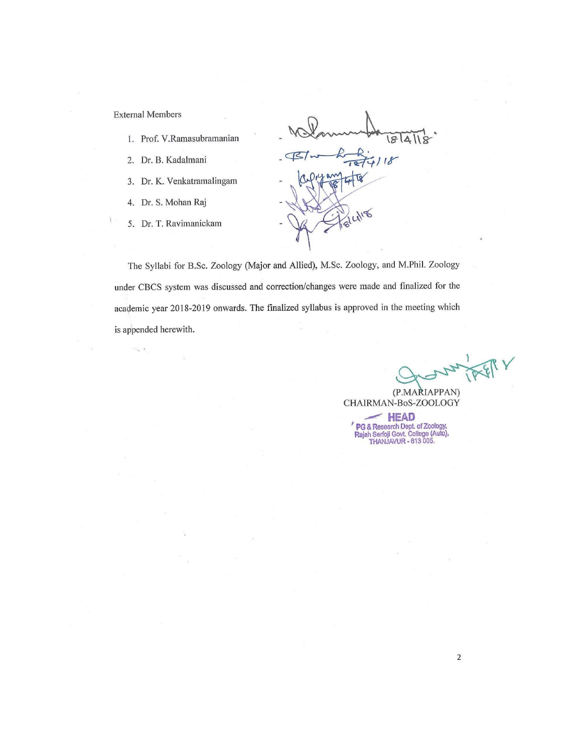External Members

1. Prof. V.Ramasubramanian -
2. Dr. B. Kadalmani -
3. Dr. K. Venkatramalingam -
4. Dr. S. Mohan Raj -
5. Dr. T. Ravimanickam -

The Syllabi for B.Sc. Zoology (Major and Allied), M.Sc. Zoology, and M.Phil. Zoology under CBCS system was discussed and correction/changes were made and finalized for the academic year 2018-2019 onwards. The finalized syllabus is approved in the meeting which is appended herewith.

(P.MARIAPPAN)
CHAIRMAN-BoS-ZOOLOGY

HEAD
PG & Research Dept. of Zoology,
Rajah Serfoji Govt. College (Auto),
THANJAVUR - 613 005.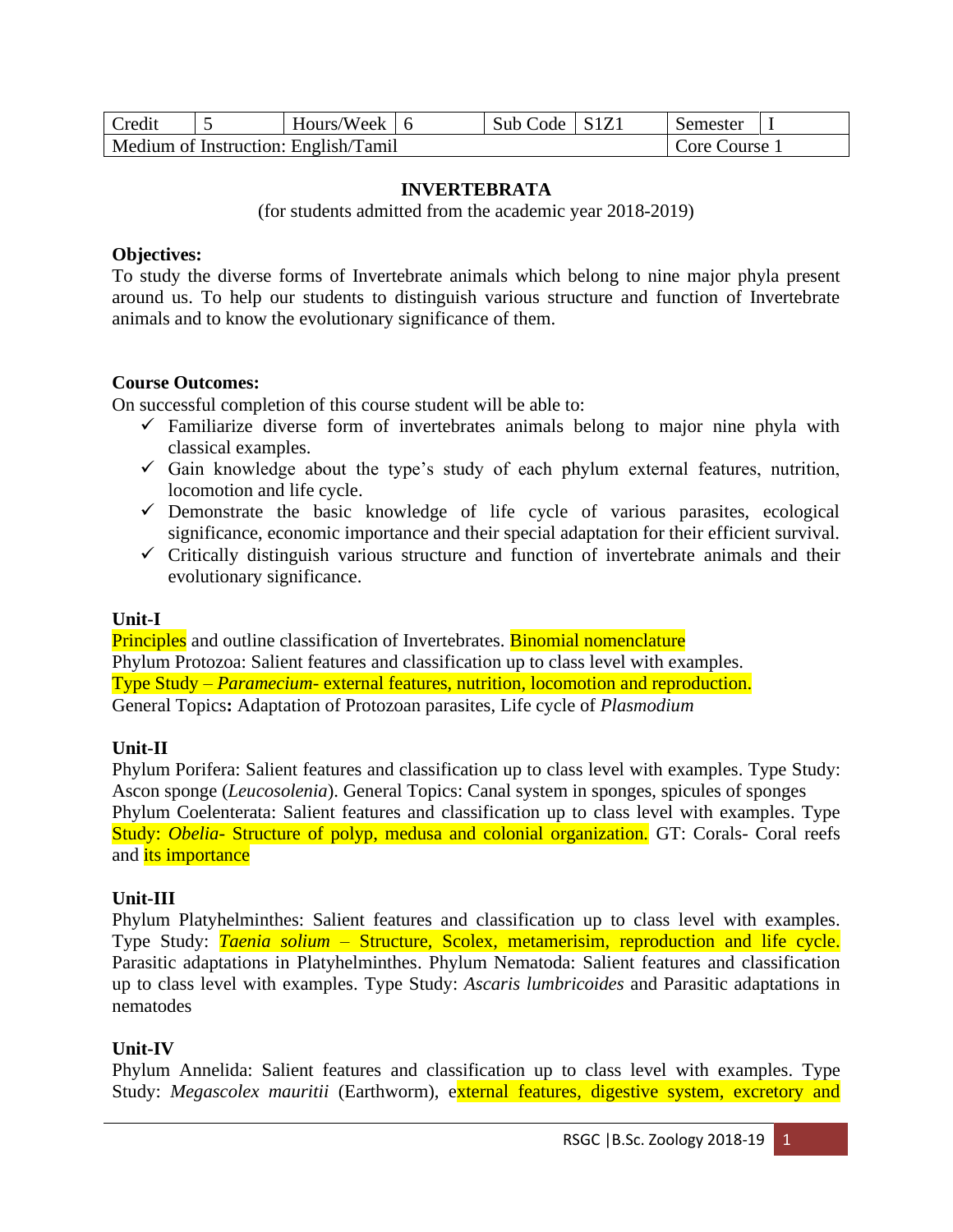| Credit | 5 | Hours/Week | 6 | Sub Code | S1Z1 | Semester | I |
|---|---|---|---|---|---|---|---|
| Medium of Instruction: English/Tamil | | | | | | Core Course 1 | |

## INVERTEBRATA

(for students admitted from the academic year 2018-2019)

**Objectives:**

To study the diverse forms of Invertebrate animals which belong to nine major phyla present around us. To help our students to distinguish various structure and function of Invertebrate animals and to know the evolutionary significance of them.

**Course Outcomes:**

On successful completion of this course student will be able to:

- ✓ Familiarize diverse form of invertebrates animals belong to major nine phyla with classical examples.
- ✓ Gain knowledge about the type's study of each phylum external features, nutrition, locomotion and life cycle.
- ✓ Demonstrate the basic knowledge of life cycle of various parasites, ecological significance, economic importance and their special adaptation for their efficient survival.
- ✓ Critically distinguish various structure and function of invertebrate animals and their evolutionary significance.

**Unit-I**

Principles and outline classification of Invertebrates. Binomial nomenclature
Phylum Protozoa: Salient features and classification up to class level with examples.
Type Study – *Paramecium*- external features, nutrition, locomotion and reproduction.
General Topics**:** Adaptation of Protozoan parasites, Life cycle of *Plasmodium*

**Unit-II**

Phylum Porifera: Salient features and classification up to class level with examples. Type Study: Ascon sponge (*Leucosolenia*). General Topics: Canal system in sponges, spicules of sponges
Phylum Coelenterata: Salient features and classification up to class level with examples. Type Study: *Obelia*- Structure of polyp, medusa and colonial organization. GT: Corals- Coral reefs and its importance

**Unit-III**

Phylum Platyhelminthes: Salient features and classification up to class level with examples. Type Study: *Taenia solium* – Structure, Scolex, metamerisim, reproduction and life cycle. Parasitic adaptations in Platyhelminthes. Phylum Nematoda: Salient features and classification up to class level with examples. Type Study: *Ascaris lumbricoides* and Parasitic adaptations in nematodes

**Unit-IV**

Phylum Annelida: Salient features and classification up to class level with examples. Type Study: *Megascolex mauritii* (Earthworm), external features, digestive system, excretory and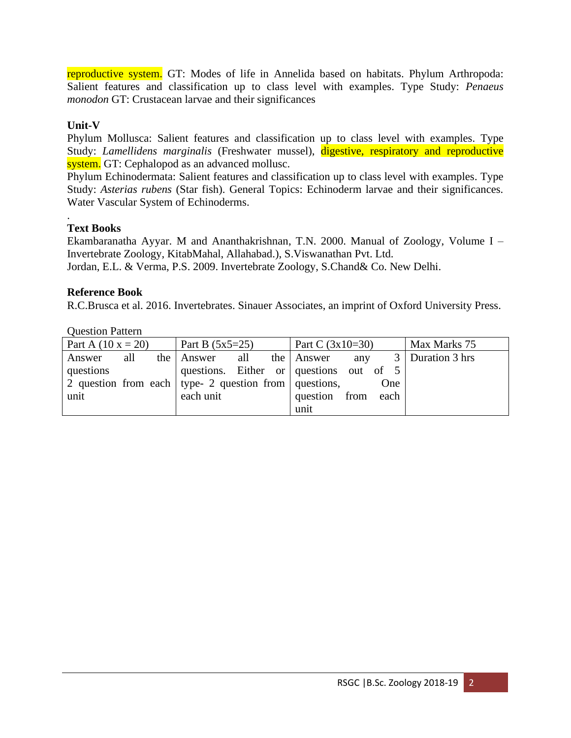reproductive system. GT: Modes of life in Annelida based on habitats. Phylum Arthropoda: Salient features and classification up to class level with examples. Type Study: *Penaeus monodon* GT: Crustacean larvae and their significances

**Unit-V**

Phylum Mollusca: Salient features and classification up to class level with examples. Type Study: *Lamellidens marginalis* (Freshwater mussel), digestive, respiratory and reproductive system. GT: Cephalopod as an advanced mollusc.

Phylum Echinodermata: Salient features and classification up to class level with examples. Type Study: *Asterias rubens* (Star fish). General Topics: Echinoderm larvae and their significances. Water Vascular System of Echinoderms.

.

**Text Books**

Ekambaranatha Ayyar. M and Ananthakrishnan, T.N. 2000. Manual of Zoology, Volume I – Invertebrate Zoology, KitabMahal, Allahabad.), S.Viswanathan Pvt. Ltd.

Jordan, E.L. & Verma, P.S. 2009. Invertebrate Zoology, S.Chand& Co. New Delhi.

**Reference Book**

R.C.Brusca et al. 2016. Invertebrates. Sinauer Associates, an imprint of Oxford University Press.

Question Pattern

| Part A (10 x = 20) | Part B (5x5=25) | Part C (3x10=30) | Max Marks 75 |
|---|---|---|---|
| Answer all the questions 2 question from each unit | Answer all the questions. Either or type- 2 question from each unit | Answer any 3 questions out of 5 questions, One question from each unit | Duration 3 hrs |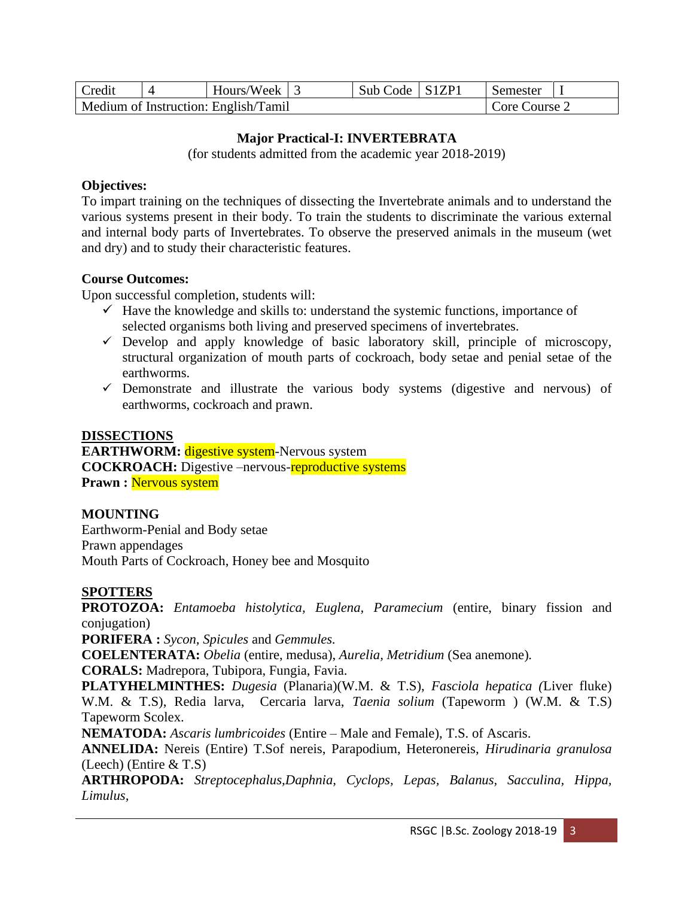| Credit | 4 | Hours/Week | 3 | Sub Code | S1ZP1 | Semester | I |
|---|---|---|---|---|---|---|---|
| Medium of Instruction: English/Tamil | | | | | | Core Course 2 | |

**Major Practical-I: INVERTEBRATA**

(for students admitted from the academic year 2018-2019)

**Objectives:**

To impart training on the techniques of dissecting the Invertebrate animals and to understand the various systems present in their body. To train the students to discriminate the various external and internal body parts of Invertebrates. To observe the preserved animals in the museum (wet and dry) and to study their characteristic features.

**Course Outcomes:**

Upon successful completion, students will:

- ✓ Have the knowledge and skills to: understand the systemic functions, importance of selected organisms both living and preserved specimens of invertebrates.
- ✓ Develop and apply knowledge of basic laboratory skill, principle of microscopy, structural organization of mouth parts of cockroach, body setae and penial setae of the earthworms.
- ✓ Demonstrate and illustrate the various body systems (digestive and nervous) of earthworms, cockroach and prawn.

**DISSECTIONS**

**EARTHWORM:** digestive system-Nervous system
**COCKROACH:** Digestive –nervous-reproductive systems
**Prawn :** Nervous system

**MOUNTING**

Earthworm-Penial and Body setae
Prawn appendages
Mouth Parts of Cockroach, Honey bee and Mosquito

**SPOTTERS**

**PROTOZOA:** *Entamoeba histolytica, Euglena, Paramecium* (entire, binary fission and conjugation)

**PORIFERA :** *Sycon, Spicules* and *Gemmules.*

**COELENTERATA:** *Obelia* (entire, medusa), *Aurelia, Metridium* (Sea anemone)*.*

**CORALS:** Madrepora, Tubipora, Fungia, Favia.

**PLATYHELMINTHES:** *Dugesia* (Planaria)(W.M. & T.S), *Fasciola hepatica (*Liver fluke) W.M. & T.S), Redia larva, Cercaria larva, *Taenia solium* (Tapeworm ) (W.M. & T.S) Tapeworm Scolex.

**NEMATODA:** *Ascaris lumbricoides* (Entire – Male and Female), T.S. of Ascaris.

**ANNELIDA:** Nereis (Entire) T.Sof nereis, Parapodium, Heteronereis, *Hirudinaria granulosa* (Leech) (Entire & T.S)

**ARTHROPODA:** *Streptocephalus,Daphnia, Cyclops, Lepas, Balanus, Sacculina, Hippa, Limulus,*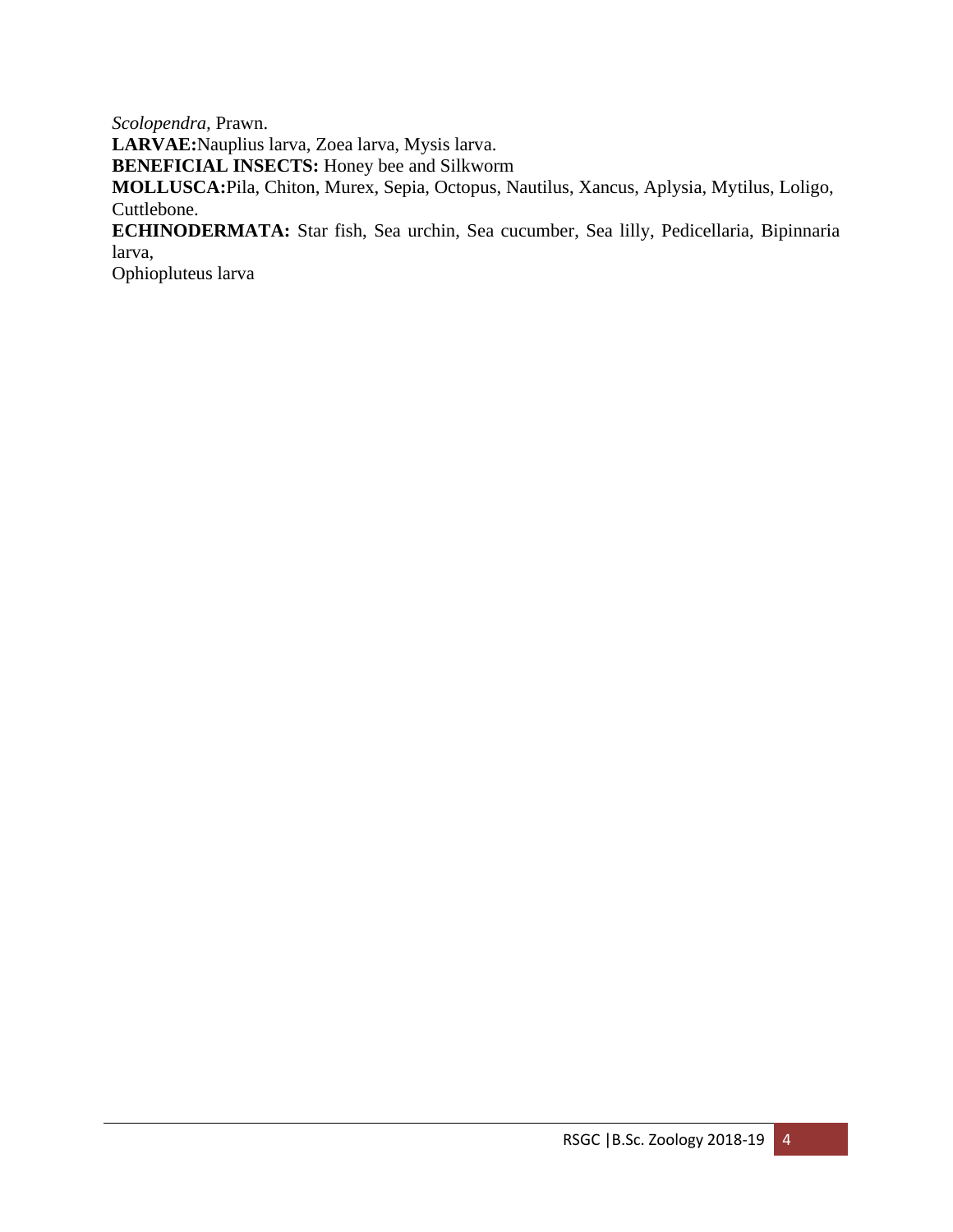*Scolopendra,* Prawn.

**LARVAE:**Nauplius larva, Zoea larva, Mysis larva.

**BENEFICIAL INSECTS:** Honey bee and Silkworm

**MOLLUSCA:**Pila, Chiton, Murex, Sepia, Octopus, Nautilus, Xancus, Aplysia, Mytilus, Loligo, Cuttlebone.

**ECHINODERMATA:** Star fish, Sea urchin, Sea cucumber, Sea lilly, Pedicellaria, Bipinnaria larva,
Ophiopluteus larva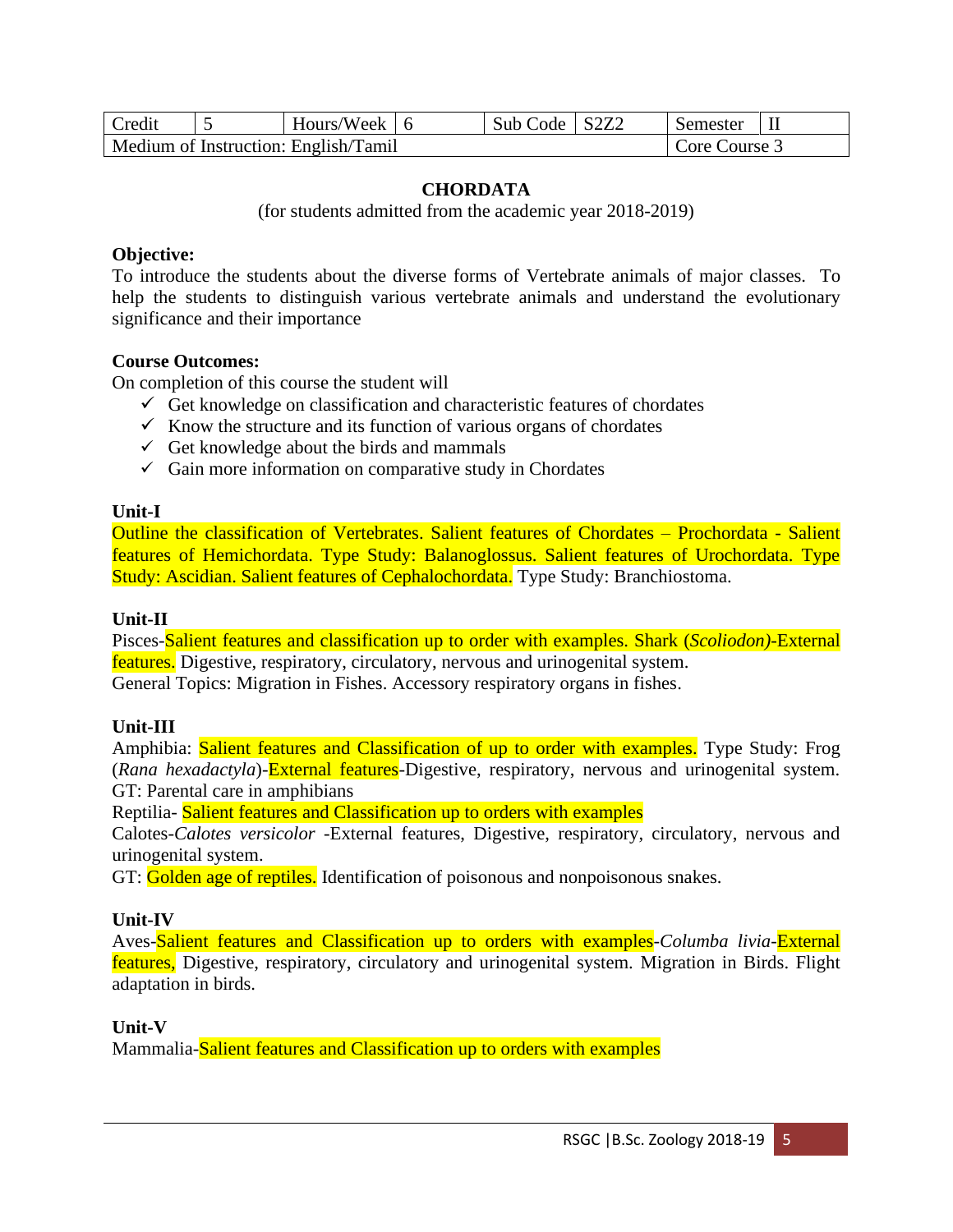| Credit | 5 | Hours/Week | 6 | Sub Code | S2Z2 | Semester | II |
|---|---|---|---|---|---|---|---|
| Medium of Instruction: English/Tamil | | | | | | Core Course 3 | |

## CHORDATA

(for students admitted from the academic year 2018-2019)

**Objective:**

To introduce the students about the diverse forms of Vertebrate animals of major classes. To help the students to distinguish various vertebrate animals and understand the evolutionary significance and their importance

**Course Outcomes:**

On completion of this course the student will

- ✓ Get knowledge on classification and characteristic features of chordates
- ✓ Know the structure and its function of various organs of chordates
- ✓ Get knowledge about the birds and mammals
- ✓ Gain more information on comparative study in Chordates

**Unit-I**

Outline the classification of Vertebrates. Salient features of Chordates – Prochordata - Salient features of Hemichordata. Type Study: Balanoglossus. Salient features of Urochordata. Type Study: Ascidian. Salient features of Cephalochordata. Type Study: Branchiostoma.

**Unit-II**

Pisces-Salient features and classification up to order with examples. Shark (*Scoliodon)*-External features. Digestive, respiratory, circulatory, nervous and urinogenital system.
General Topics: Migration in Fishes. Accessory respiratory organs in fishes.

**Unit-III**

Amphibia: Salient features and Classification of up to order with examples. Type Study: Frog (*Rana hexadactyla*)-External features-Digestive, respiratory, nervous and urinogenital system.
GT: Parental care in amphibians

Reptilia- Salient features and Classification up to orders with examples

Calotes-*Calotes versicolor* -External features, Digestive, respiratory, circulatory, nervous and urinogenital system.

GT: Golden age of reptiles. Identification of poisonous and nonpoisonous snakes.

**Unit-IV**

Aves-Salient features and Classification up to orders with examples-*Columba livia*-External features, Digestive, respiratory, circulatory and urinogenital system. Migration in Birds. Flight adaptation in birds.

**Unit-V**

Mammalia-Salient features and Classification up to orders with examples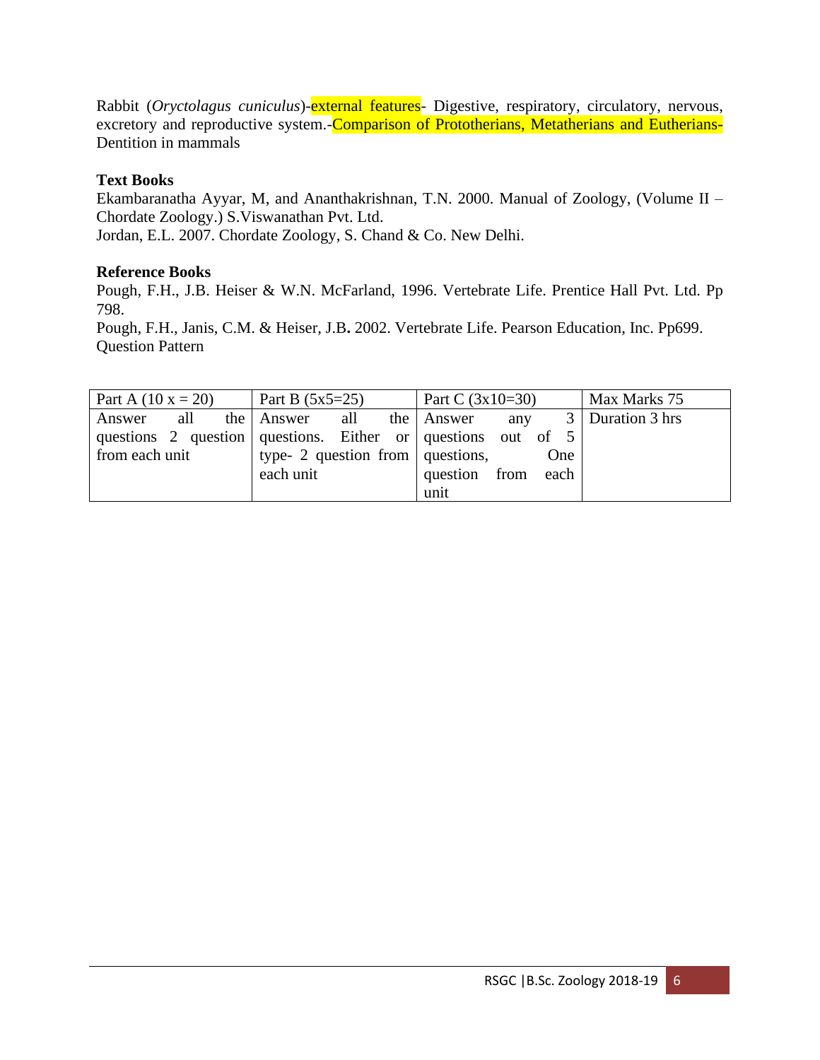Rabbit (*Oryctolagus cuniculus*)-external features- Digestive, respiratory, circulatory, nervous, excretory and reproductive system.-Comparison of Prototherians, Metatherians and Eutherians-Dentition in mammals

**Text Books**

Ekambaranatha Ayyar, M, and Ananthakrishnan, T.N. 2000. Manual of Zoology, (Volume II – Chordate Zoology.) S.Viswanathan Pvt. Ltd.

Jordan, E.L. 2007. Chordate Zoology, S. Chand & Co. New Delhi.

**Reference Books**

Pough, F.H., J.B. Heiser & W.N. McFarland, 1996. Vertebrate Life. Prentice Hall Pvt. Ltd. Pp 798.

Pough, F.H., Janis, C.M. & Heiser, J.B**.** 2002. Vertebrate Life. Pearson Education, Inc. Pp699.

Question Pattern

| Part A (10 x = 20) | Part B (5x5=25) | Part C (3x10=30) | Max Marks 75 |
|---|---|---|---|
| Answer all the questions 2 question from each unit | Answer all the questions. Either or type- 2 question from each unit | Answer any 3 questions out of 5 questions, One question from each unit | Duration 3 hrs |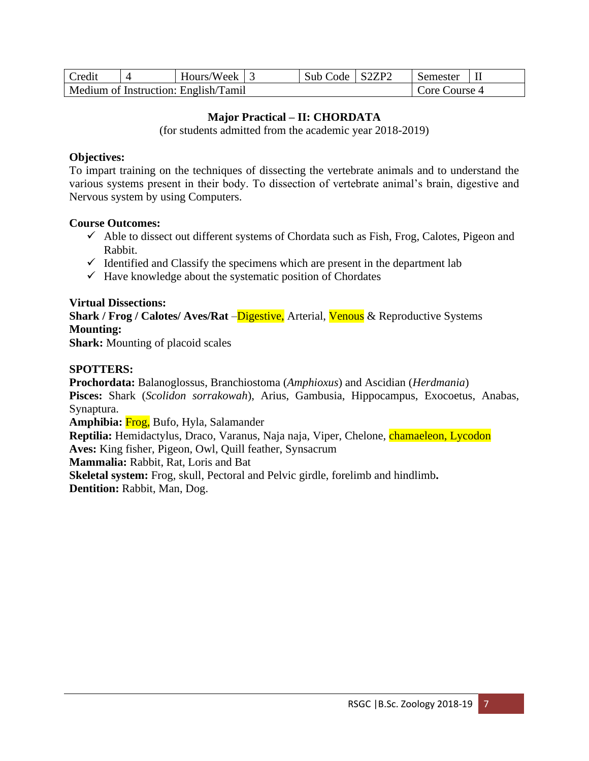| Credit | 4 | Hours/Week | 3 | Sub Code | S2ZP2 | Semester | II |
|---|---|---|---|---|---|---|---|
| Medium of Instruction: English/Tamil | | | | | | Core Course 4 | |

## Major Practical – II: CHORDATA

(for students admitted from the academic year 2018-2019)

**Objectives:**
To impart training on the techniques of dissecting the vertebrate animals and to understand the various systems present in their body. To dissection of vertebrate animal's brain, digestive and Nervous system by using Computers.

**Course Outcomes:**

- ✓ Able to dissect out different systems of Chordata such as Fish, Frog, Calotes, Pigeon and Rabbit.
- ✓ Identified and Classify the specimens which are present in the department lab
- ✓ Have knowledge about the systematic position of Chordates

**Virtual Dissections:**
**Shark / Frog / Calotes/ Aves/Rat** –Digestive, Arterial, Venous & Reproductive Systems
**Mounting:**
**Shark:** Mounting of placoid scales

**SPOTTERS:**
**Prochordata:** Balanoglossus, Branchiostoma (*Amphioxus*) and Ascidian (*Herdmania*)
**Pisces:** Shark (*Scolidon sorrakowah*), Arius, Gambusia, Hippocampus, Exocoetus, Anabas, Synaptura.
**Amphibia:** Frog, Bufo, Hyla, Salamander
**Reptilia:** Hemidactylus, Draco, Varanus, Naja naja, Viper, Chelone, chamaeleon, Lycodon
**Aves:** King fisher, Pigeon, Owl, Quill feather, Synsacrum
**Mammalia:** Rabbit, Rat, Loris and Bat
**Skeletal system:** Frog, skull, Pectoral and Pelvic girdle, forelimb and hindlimb**.**
**Dentition:** Rabbit, Man, Dog.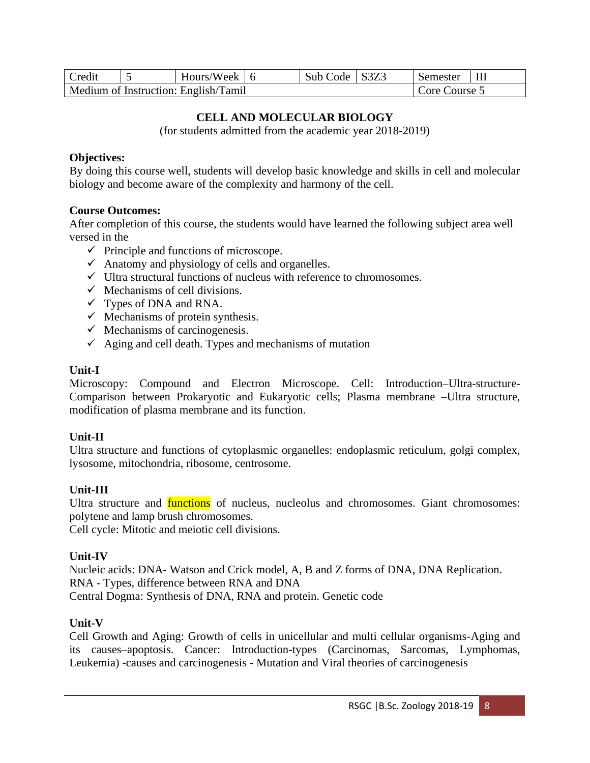| Credit | 5 | Hours/Week | 6 | Sub Code | S3Z3 | Semester | III |
|---|---|---|---|---|---|---|---|
| Medium of Instruction: English/Tamil | | | | | | Core Course 5 | |

## CELL AND MOLECULAR BIOLOGY

(for students admitted from the academic year 2018-2019)

**Objectives:**

By doing this course well, students will develop basic knowledge and skills in cell and molecular biology and become aware of the complexity and harmony of the cell.

**Course Outcomes:**

After completion of this course, the students would have learned the following subject area well versed in the

- ✓ Principle and functions of microscope.
- ✓ Anatomy and physiology of cells and organelles.
- ✓ Ultra structural functions of nucleus with reference to chromosomes.
- ✓ Mechanisms of cell divisions.
- ✓ Types of DNA and RNA.
- ✓ Mechanisms of protein synthesis.
- ✓ Mechanisms of carcinogenesis.
- ✓ Aging and cell death. Types and mechanisms of mutation

**Unit-I**

Microscopy: Compound and Electron Microscope. Cell: Introduction–Ultra-structure-Comparison between Prokaryotic and Eukaryotic cells; Plasma membrane –Ultra structure, modification of plasma membrane and its function.

**Unit-II**

Ultra structure and functions of cytoplasmic organelles: endoplasmic reticulum, golgi complex, lysosome, mitochondria, ribosome, centrosome.

**Unit-III**

Ultra structure and functions of nucleus, nucleolus and chromosomes. Giant chromosomes: polytene and lamp brush chromosomes.

Cell cycle: Mitotic and meiotic cell divisions.

**Unit-IV**

Nucleic acids: DNA- Watson and Crick model, A, B and Z forms of DNA, DNA Replication.

RNA - Types, difference between RNA and DNA

Central Dogma: Synthesis of DNA, RNA and protein. Genetic code

**Unit-V**

Cell Growth and Aging: Growth of cells in unicellular and multi cellular organisms-Aging and its causes–apoptosis. Cancer: Introduction-types (Carcinomas, Sarcomas, Lymphomas, Leukemia) -causes and carcinogenesis - Mutation and Viral theories of carcinogenesis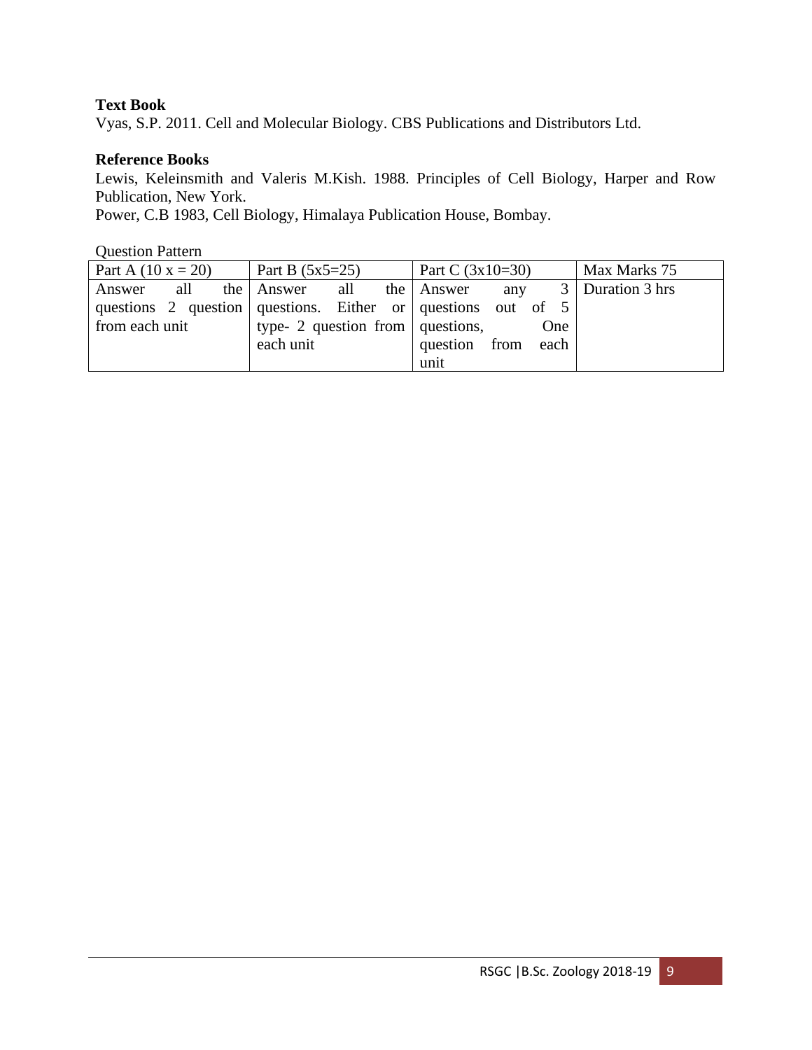**Text Book**

Vyas, S.P. 2011. Cell and Molecular Biology. CBS Publications and Distributors Ltd.

**Reference Books**

Lewis, Keleinsmith and Valeris M.Kish. 1988. Principles of Cell Biology, Harper and Row Publication, New York.

Power, C.B 1983, Cell Biology, Himalaya Publication House, Bombay.

Question Pattern

| Part A (10 x = 20) | Part B (5x5=25) | Part C (3x10=30) | Max Marks 75 |
|---|---|---|---|
| Answer all the questions 2 question from each unit | Answer all the questions. Either or type- 2 question from each unit | Answer any 3 questions out of 5 questions, One question from each unit | Duration 3 hrs |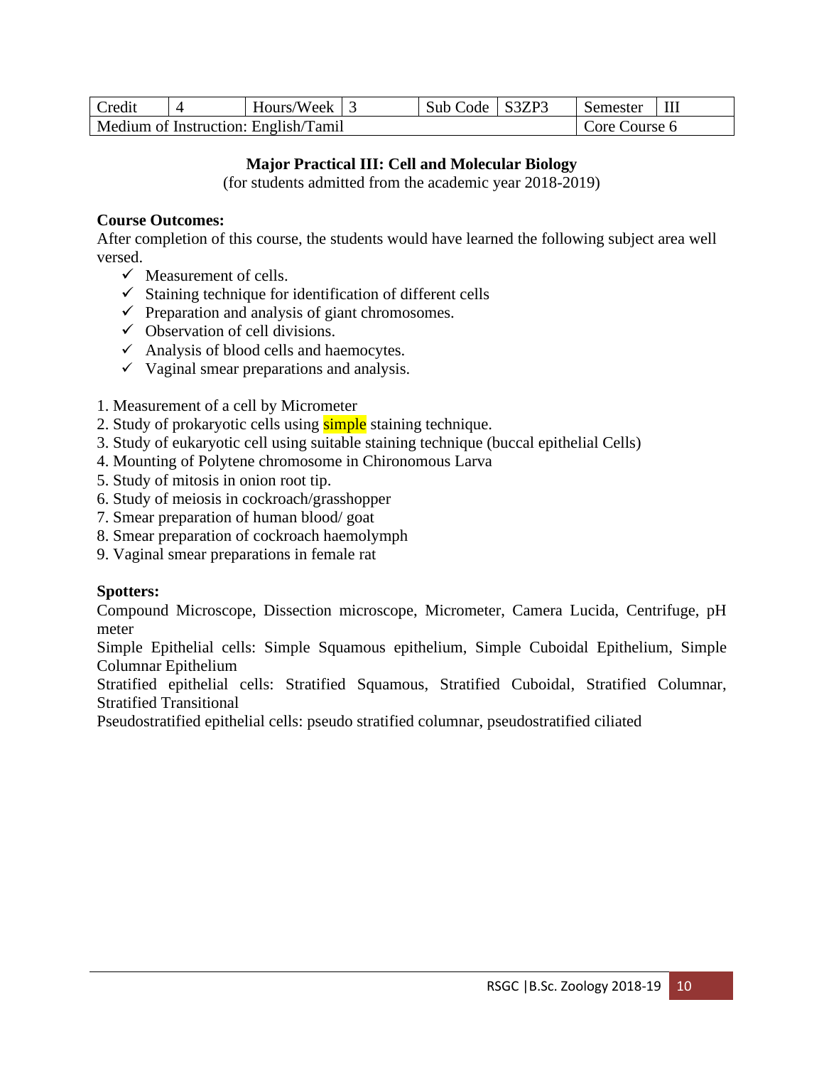| Credit | 4 | Hours/Week | 3 | Sub Code | S3ZP3 | Semester | III |
|---|---|---|---|---|---|---|---|
| Medium of Instruction: English/Tamil | | | | | | Core Course 6 | |

**Major Practical III: Cell and Molecular Biology**

(for students admitted from the academic year 2018-2019)

**Course Outcomes:**

After completion of this course, the students would have learned the following subject area well versed.

- ✓ Measurement of cells.
- ✓ Staining technique for identification of different cells
- ✓ Preparation and analysis of giant chromosomes.
- ✓ Observation of cell divisions.
- ✓ Analysis of blood cells and haemocytes.
- ✓ Vaginal smear preparations and analysis.

1. Measurement of a cell by Micrometer
2. Study of prokaryotic cells using simple staining technique.
3. Study of eukaryotic cell using suitable staining technique (buccal epithelial Cells)
4. Mounting of Polytene chromosome in Chironomous Larva
5. Study of mitosis in onion root tip.
6. Study of meiosis in cockroach/grasshopper
7. Smear preparation of human blood/ goat
8. Smear preparation of cockroach haemolymph
9. Vaginal smear preparations in female rat

**Spotters:**

Compound Microscope, Dissection microscope, Micrometer, Camera Lucida, Centrifuge, pH meter

Simple Epithelial cells: Simple Squamous epithelium, Simple Cuboidal Epithelium, Simple Columnar Epithelium

Stratified epithelial cells: Stratified Squamous, Stratified Cuboidal, Stratified Columnar, Stratified Transitional

Pseudostratified epithelial cells: pseudo stratified columnar, pseudostratified ciliated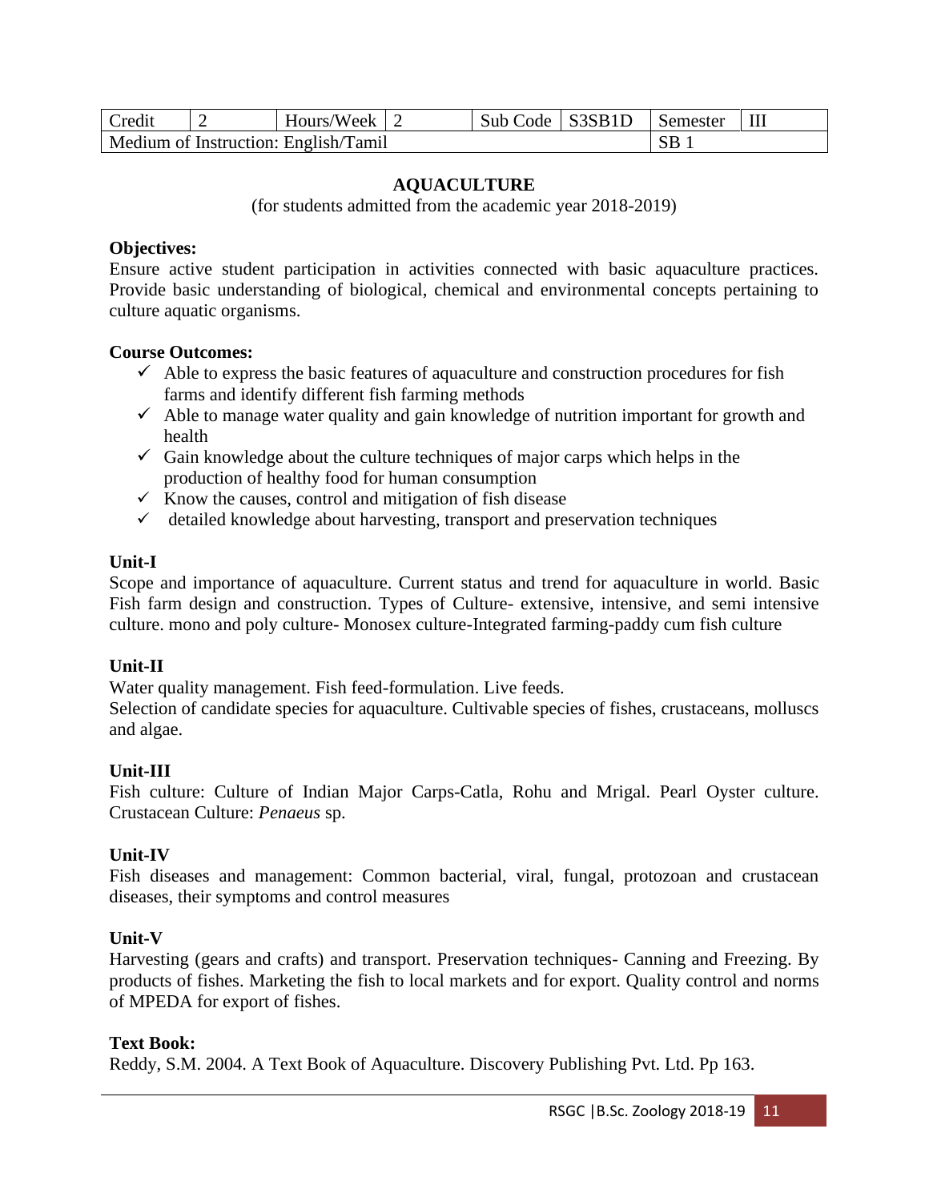| Credit | 2 | Hours/Week | 2 | Sub Code | S3SB1D | Semester | III |
|---|---|---|---|---|---|---|---|
| Medium of Instruction: English/Tamil | | | | | | SB 1 | |

## AQUACULTURE

(for students admitted from the academic year 2018-2019)

**Objectives:**

Ensure active student participation in activities connected with basic aquaculture practices. Provide basic understanding of biological, chemical and environmental concepts pertaining to culture aquatic organisms.

**Course Outcomes:**

- ✓ Able to express the basic features of aquaculture and construction procedures for fish farms and identify different fish farming methods
- ✓ Able to manage water quality and gain knowledge of nutrition important for growth and health
- ✓ Gain knowledge about the culture techniques of major carps which helps in the production of healthy food for human consumption
- ✓ Know the causes, control and mitigation of fish disease
- ✓ detailed knowledge about harvesting, transport and preservation techniques

**Unit-I**

Scope and importance of aquaculture. Current status and trend for aquaculture in world. Basic Fish farm design and construction. Types of Culture- extensive, intensive, and semi intensive culture. mono and poly culture- Monosex culture-Integrated farming-paddy cum fish culture

**Unit-II**

Water quality management. Fish feed-formulation. Live feeds.

Selection of candidate species for aquaculture. Cultivable species of fishes, crustaceans, molluscs and algae.

**Unit-III**

Fish culture: Culture of Indian Major Carps-Catla, Rohu and Mrigal. Pearl Oyster culture. Crustacean Culture: *Penaeus* sp.

**Unit-IV**

Fish diseases and management: Common bacterial, viral, fungal, protozoan and crustacean diseases, their symptoms and control measures

**Unit-V**

Harvesting (gears and crafts) and transport. Preservation techniques- Canning and Freezing. By products of fishes. Marketing the fish to local markets and for export. Quality control and norms of MPEDA for export of fishes.

**Text Book:**

Reddy, S.M. 2004. A Text Book of Aquaculture. Discovery Publishing Pvt. Ltd. Pp 163.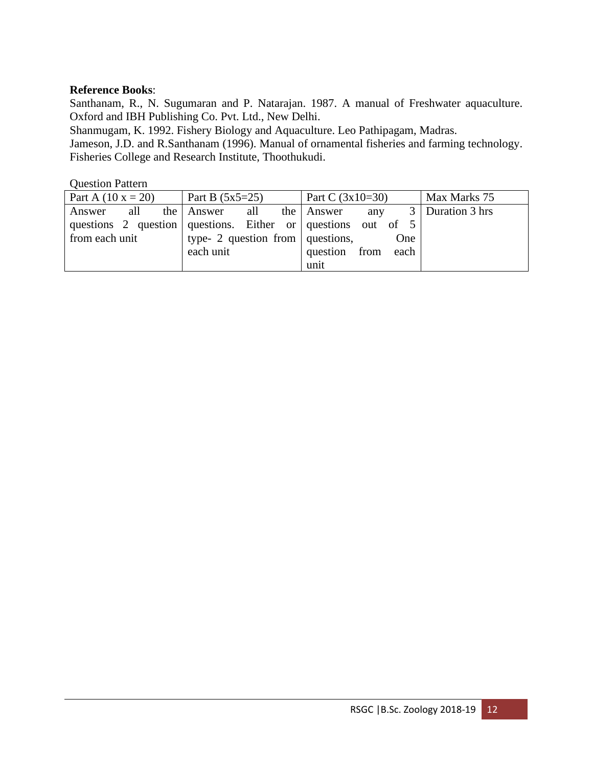**Reference Books**:

Santhanam, R., N. Sugumaran and P. Natarajan. 1987. A manual of Freshwater aquaculture. Oxford and IBH Publishing Co. Pvt. Ltd., New Delhi.

Shanmugam, K. 1992. Fishery Biology and Aquaculture. Leo Pathipagam, Madras.

Jameson, J.D. and R.Santhanam (1996). Manual of ornamental fisheries and farming technology. Fisheries College and Research Institute, Thoothukudi.

Question Pattern

| Part A (10 x = 20) | Part B (5x5=25) | Part C (3x10=30) | Max Marks 75 |
|---|---|---|---|
| Answer all the questions 2 question from each unit | Answer all the questions. Either or type- 2 question from each unit | Answer any 3 questions out of 5 questions, One question from each unit | Duration 3 hrs |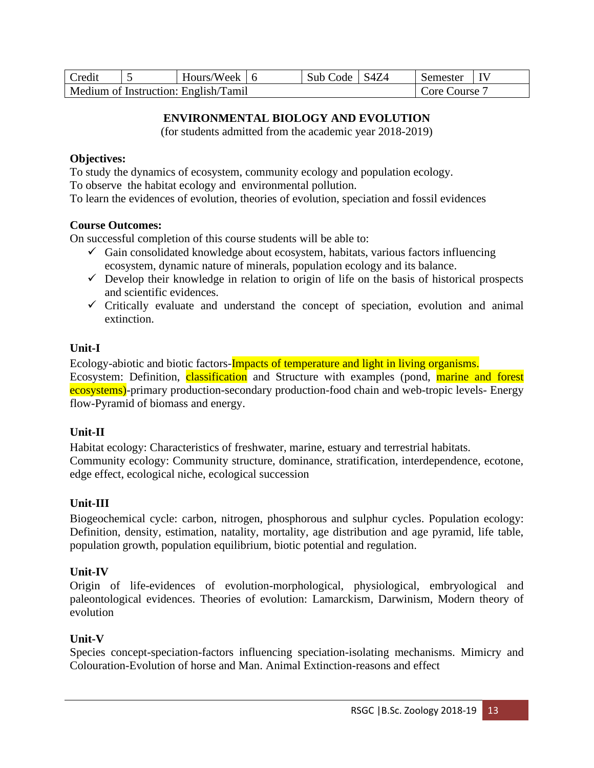| Credit | 5 | Hours/Week | 6 | Sub Code | S4Z4 | Semester | IV |
|---|---|---|---|---|---|---|---|
| Medium of Instruction: English/Tamil | | | | | | Core Course 7 | |

## ENVIRONMENTAL BIOLOGY AND EVOLUTION

(for students admitted from the academic year 2018-2019)

**Objectives:**

To study the dynamics of ecosystem, community ecology and population ecology.
To observe the habitat ecology and environmental pollution.
To learn the evidences of evolution, theories of evolution, speciation and fossil evidences

**Course Outcomes:**

On successful completion of this course students will be able to:

- ✓ Gain consolidated knowledge about ecosystem, habitats, various factors influencing ecosystem, dynamic nature of minerals, population ecology and its balance.
- ✓ Develop their knowledge in relation to origin of life on the basis of historical prospects and scientific evidences.
- ✓ Critically evaluate and understand the concept of speciation, evolution and animal extinction.

**Unit-I**

Ecology-abiotic and biotic factors-Impacts of temperature and light in living organisms.
Ecosystem: Definition, classification and Structure with examples (pond, marine and forest ecosystems)-primary production-secondary production-food chain and web-tropic levels- Energy flow-Pyramid of biomass and energy.

**Unit-II**

Habitat ecology: Characteristics of freshwater, marine, estuary and terrestrial habitats.
Community ecology: Community structure, dominance, stratification, interdependence, ecotone, edge effect, ecological niche, ecological succession

**Unit-III**

Biogeochemical cycle: carbon, nitrogen, phosphorous and sulphur cycles. Population ecology: Definition, density, estimation, natality, mortality, age distribution and age pyramid, life table, population growth, population equilibrium, biotic potential and regulation.

**Unit-IV**

Origin of life-evidences of evolution-morphological, physiological, embryological and paleontological evidences. Theories of evolution: Lamarckism, Darwinism, Modern theory of evolution

**Unit-V**

Species concept-speciation-factors influencing speciation-isolating mechanisms. Mimicry and Colouration-Evolution of horse and Man. Animal Extinction-reasons and effect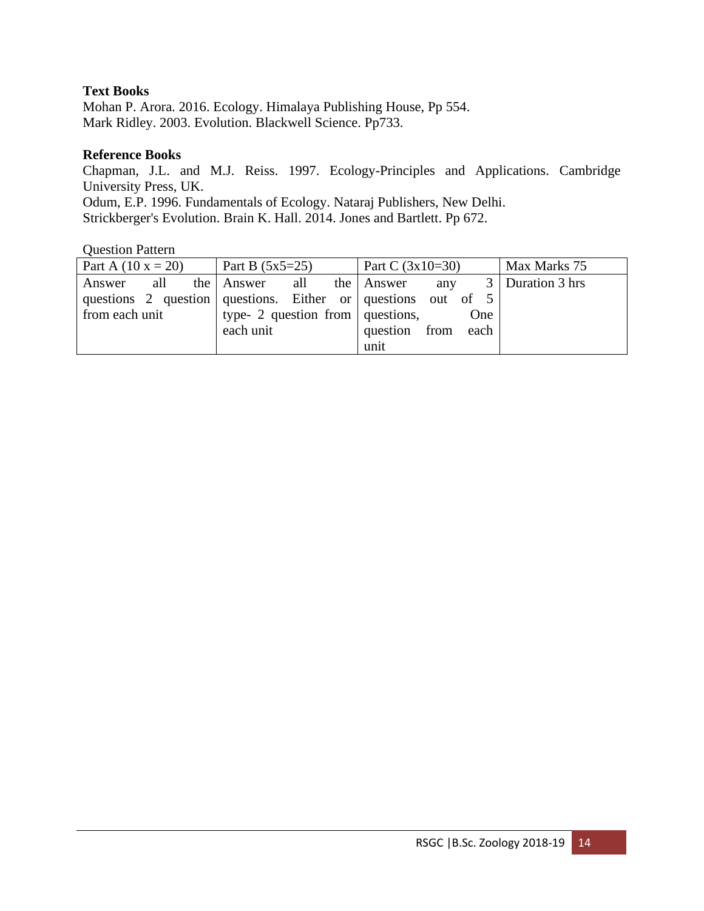**Text Books**

Mohan P. Arora. 2016. Ecology. Himalaya Publishing House, Pp 554.
Mark Ridley. 2003. Evolution. Blackwell Science. Pp733.

**Reference Books**

Chapman, J.L. and M.J. Reiss. 1997. Ecology-Principles and Applications. Cambridge University Press, UK.
Odum, E.P. 1996. Fundamentals of Ecology. Nataraj Publishers, New Delhi.
Strickberger's Evolution. Brain K. Hall. 2014. Jones and Bartlett. Pp 672.

Question Pattern

| Part A (10 x = 20) | Part B (5x5=25) | Part C (3x10=30) | Max Marks 75 |
|---|---|---|---|
| Answer all the questions 2 question from each unit | Answer all the questions. Either or type- 2 question from each unit | Answer any 3 questions out of 5 questions, One question from each unit | Duration 3 hrs |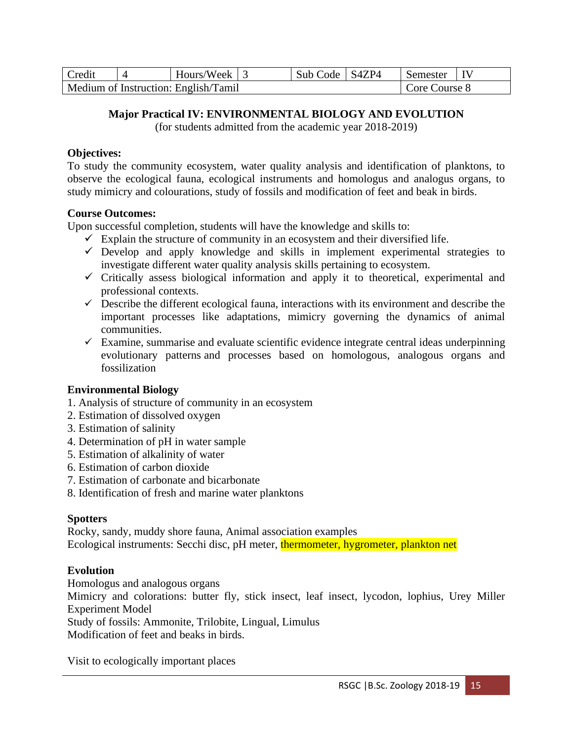| Credit | 4 | Hours/Week | 3 | Sub Code | S4ZP4 | Semester | IV |
|---|---|---|---|---|---|---|---|
| Medium of Instruction: English/Tamil | | | | | | Core Course 8 | |

## Major Practical IV: ENVIRONMENTAL BIOLOGY AND EVOLUTION

(for students admitted from the academic year 2018-2019)

**Objectives:**

To study the community ecosystem, water quality analysis and identification of planktons, to observe the ecological fauna, ecological instruments and homologus and analogus organs, to study mimicry and colourations, study of fossils and modification of feet and beak in birds.

**Course Outcomes:**

Upon successful completion, students will have the knowledge and skills to:

- ✓ Explain the structure of community in an ecosystem and their diversified life.
- ✓ Develop and apply knowledge and skills in implement experimental strategies to investigate different water quality analysis skills pertaining to ecosystem.
- ✓ Critically assess biological information and apply it to theoretical, experimental and professional contexts.
- ✓ Describe the different ecological fauna, interactions with its environment and describe the important processes like adaptations, mimicry governing the dynamics of animal communities.
- ✓ Examine, summarise and evaluate scientific evidence integrate central ideas underpinning evolutionary patterns and processes based on homologous, analogous organs and fossilization

**Environmental Biology**

1. Analysis of structure of community in an ecosystem
2. Estimation of dissolved oxygen
3. Estimation of salinity
4. Determination of pH in water sample
5. Estimation of alkalinity of water
6. Estimation of carbon dioxide
7. Estimation of carbonate and bicarbonate
8. Identification of fresh and marine water planktons

**Spotters**

Rocky, sandy, muddy shore fauna, Animal association examples

Ecological instruments: Secchi disc, pH meter, thermometer, hygrometer, plankton net

**Evolution**

Homologus and analogous organs

Mimicry and colorations: butter fly, stick insect, leaf insect, lycodon, lophius, Urey Miller Experiment Model

Study of fossils: Ammonite, Trilobite, Lingual, Limulus

Modification of feet and beaks in birds.

Visit to ecologically important places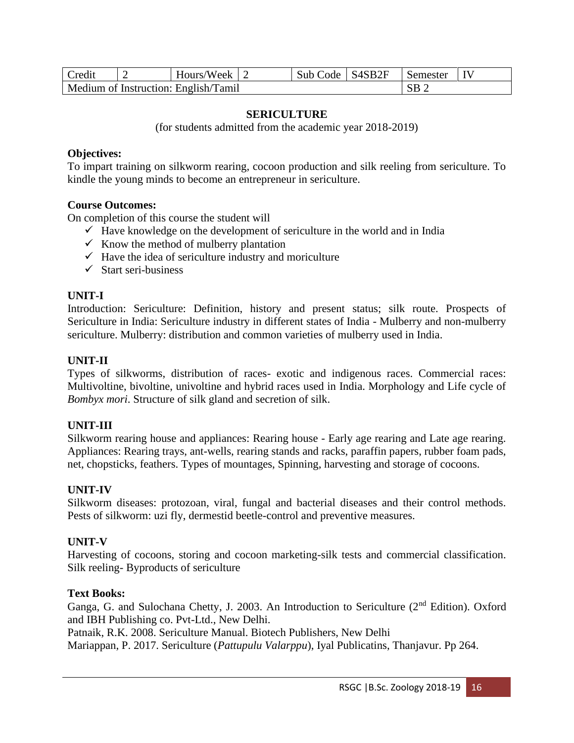| Credit | 2 | Hours/Week | 2 | Sub Code | S4SB2F | Semester | IV |
|---|---|---|---|---|---|---|---|
| Medium of Instruction: English/Tamil | | | | | | SB 2 | |

## SERICULTURE

(for students admitted from the academic year 2018-2019)

**Objectives:**

To impart training on silkworm rearing, cocoon production and silk reeling from sericulture. To kindle the young minds to become an entrepreneur in sericulture.

**Course Outcomes:**

On completion of this course the student will

- ✓ Have knowledge on the development of sericulture in the world and in India
- ✓ Know the method of mulberry plantation
- ✓ Have the idea of sericulture industry and moriculture
- ✓ Start seri-business

**UNIT-I**

Introduction: Sericulture: Definition, history and present status; silk route. Prospects of Sericulture in India: Sericulture industry in different states of India - Mulberry and non-mulberry sericulture. Mulberry: distribution and common varieties of mulberry used in India.

**UNIT-II**

Types of silkworms, distribution of races- exotic and indigenous races. Commercial races: Multivoltine, bivoltine, univoltine and hybrid races used in India. Morphology and Life cycle of *Bombyx mori*. Structure of silk gland and secretion of silk.

**UNIT-III**

Silkworm rearing house and appliances: Rearing house - Early age rearing and Late age rearing. Appliances: Rearing trays, ant-wells, rearing stands and racks, paraffin papers, rubber foam pads, net, chopsticks, feathers. Types of mountages, Spinning, harvesting and storage of cocoons.

**UNIT-IV**

Silkworm diseases: protozoan, viral, fungal and bacterial diseases and their control methods. Pests of silkworm: uzi fly, dermestid beetle-control and preventive measures.

**UNIT-V**

Harvesting of cocoons, storing and cocoon marketing-silk tests and commercial classification. Silk reeling- Byproducts of sericulture

**Text Books:**

Ganga, G. and Sulochana Chetty, J. 2003. An Introduction to Sericulture (2nd Edition). Oxford and IBH Publishing co. Pvt-Ltd., New Delhi.

Patnaik, R.K. 2008. Sericulture Manual. Biotech Publishers, New Delhi

Mariappan, P. 2017. Sericulture (*Pattupulu Valarppu*), Iyal Publicatins, Thanjavur. Pp 264.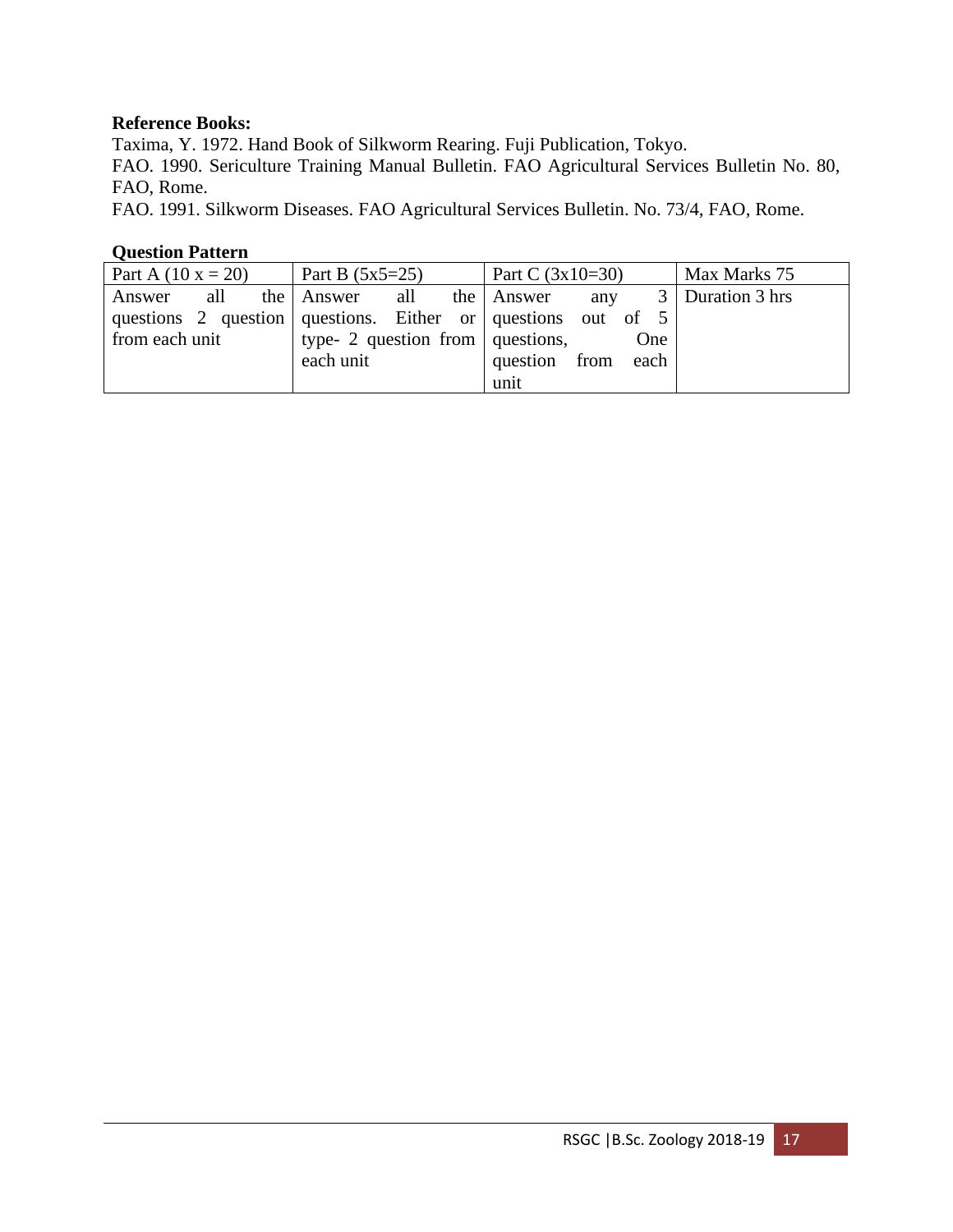**Reference Books:**

Taxima, Y. 1972. Hand Book of Silkworm Rearing. Fuji Publication, Tokyo.

FAO. 1990. Sericulture Training Manual Bulletin. FAO Agricultural Services Bulletin No. 80, FAO, Rome.

FAO. 1991. Silkworm Diseases. FAO Agricultural Services Bulletin. No. 73/4, FAO, Rome.

**Question Pattern**

| Part A (10 x = 20) | Part B (5x5=25) | Part C (3x10=30) | Max Marks 75 |
|---|---|---|---|
| Answer all the questions 2 question from each unit | Answer all the questions. Either or type- 2 question from each unit | Answer any 3 questions out of 5 questions, One question from each unit | Duration 3 hrs |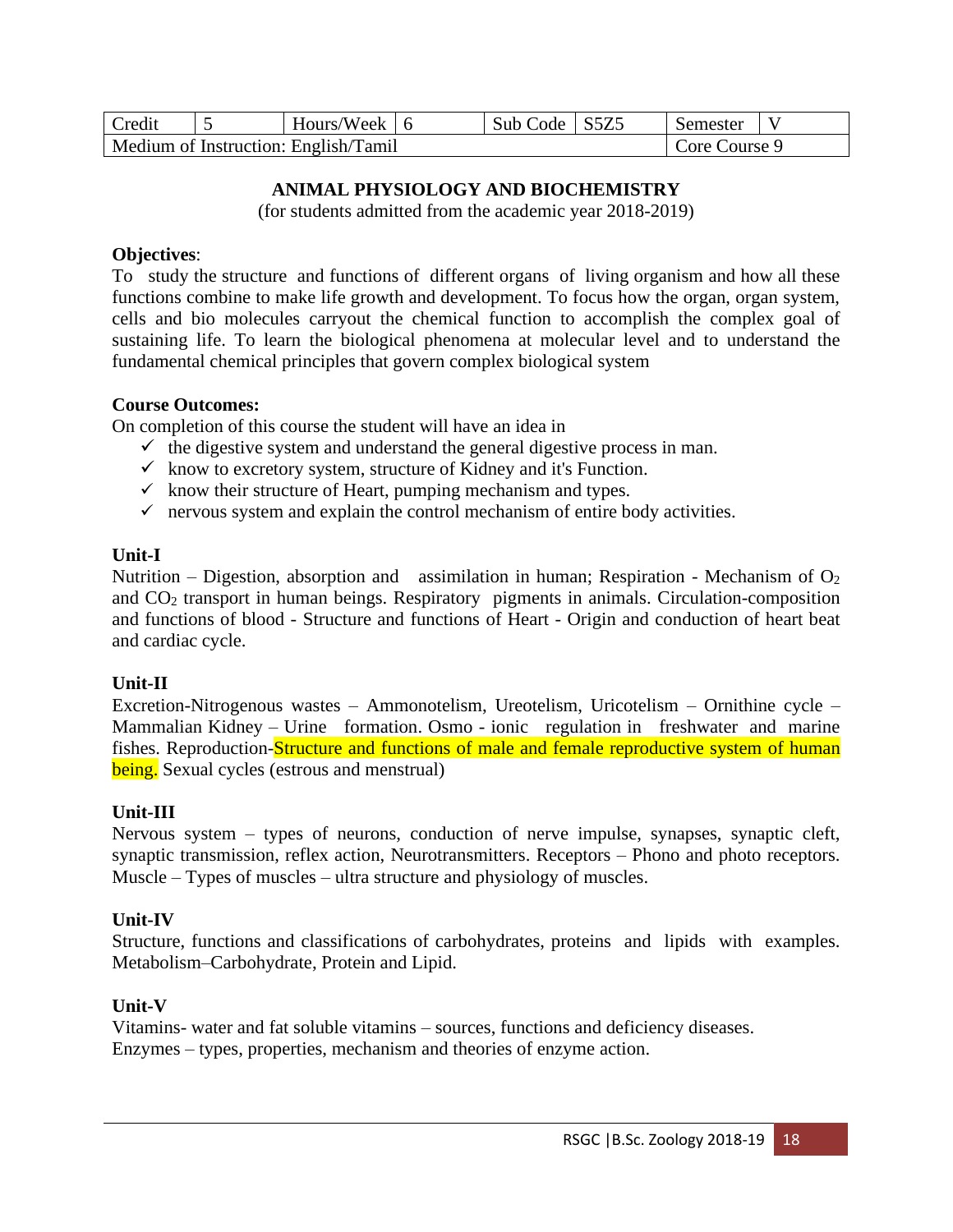| Credit | 5 | Hours/Week | 6 | Sub Code | S5Z5 | Semester | V |
|---|---|---|---|---|---|---|---|
| Medium of Instruction: English/Tamil | | | | | | Core Course 9 | |

## ANIMAL PHYSIOLOGY AND BIOCHEMISTRY

(for students admitted from the academic year 2018-2019)

**Objectives**:

To study the structure and functions of different organs of living organism and how all these functions combine to make life growth and development. To focus how the organ, organ system, cells and bio molecules carryout the chemical function to accomplish the complex goal of sustaining life. To learn the biological phenomena at molecular level and to understand the fundamental chemical principles that govern complex biological system

**Course Outcomes:**

On completion of this course the student will have an idea in

- ✓ the digestive system and understand the general digestive process in man.
- ✓ know to excretory system, structure of Kidney and it's Function.
- ✓ know their structure of Heart, pumping mechanism and types.
- ✓ nervous system and explain the control mechanism of entire body activities.

**Unit-I**

Nutrition – Digestion, absorption and assimilation in human; Respiration - Mechanism of $O_2$ and $CO_2$ transport in human beings. Respiratory pigments in animals. Circulation-composition and functions of blood - Structure and functions of Heart - Origin and conduction of heart beat and cardiac cycle.

**Unit-II**

Excretion-Nitrogenous wastes – Ammonotelism, Ureotelism, Uricotelism – Ornithine cycle – Mammalian Kidney – Urine formation. Osmo - ionic regulation in freshwater and marine fishes. Reproduction-Structure and functions of male and female reproductive system of human being. Sexual cycles (estrous and menstrual)

**Unit-III**

Nervous system – types of neurons, conduction of nerve impulse, synapses, synaptic cleft, synaptic transmission, reflex action, Neurotransmitters. Receptors – Phono and photo receptors. Muscle – Types of muscles – ultra structure and physiology of muscles.

**Unit-IV**

Structure, functions and classifications of carbohydrates, proteins and lipids with examples. Metabolism–Carbohydrate, Protein and Lipid.

**Unit-V**

Vitamins- water and fat soluble vitamins – sources, functions and deficiency diseases.
Enzymes – types, properties, mechanism and theories of enzyme action.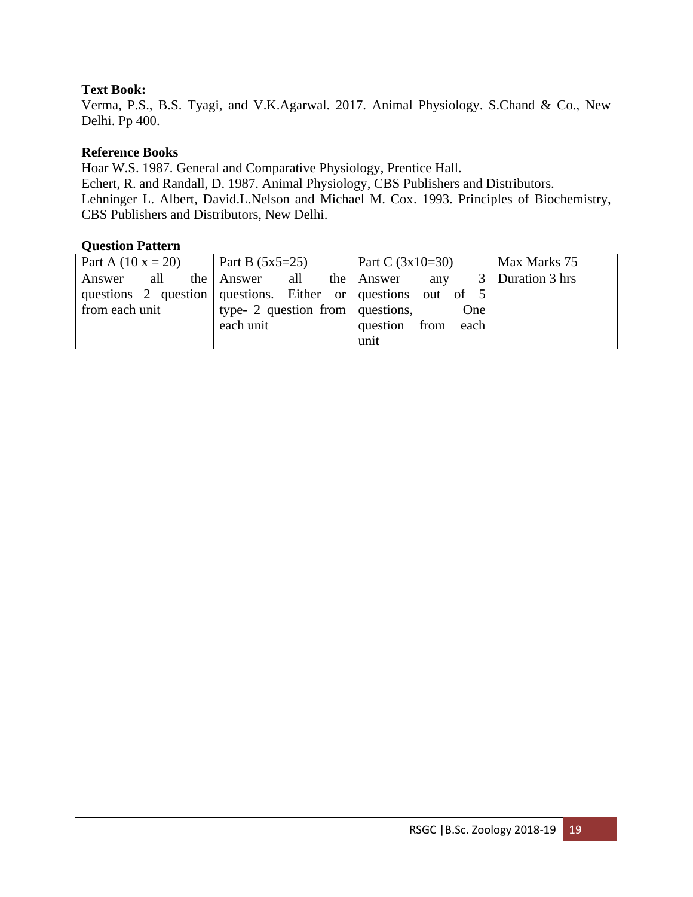**Text Book:**

Verma, P.S., B.S. Tyagi, and V.K.Agarwal. 2017. Animal Physiology. S.Chand & Co., New Delhi. Pp 400.

**Reference Books**

Hoar W.S. 1987. General and Comparative Physiology, Prentice Hall.

Echert, R. and Randall, D. 1987. Animal Physiology, CBS Publishers and Distributors.

Lehninger L. Albert, David.L.Nelson and Michael M. Cox. 1993. Principles of Biochemistry, CBS Publishers and Distributors, New Delhi.

**Question Pattern**

| Part A (10 x = 20) | Part B (5x5=25) | Part C (3x10=30) | Max Marks 75 |
|---|---|---|---|
| Answer all the questions 2 question from each unit | Answer all the questions. Either or type- 2 question from each unit | Answer any 3 questions out of 5 questions, One question from each unit | Duration 3 hrs |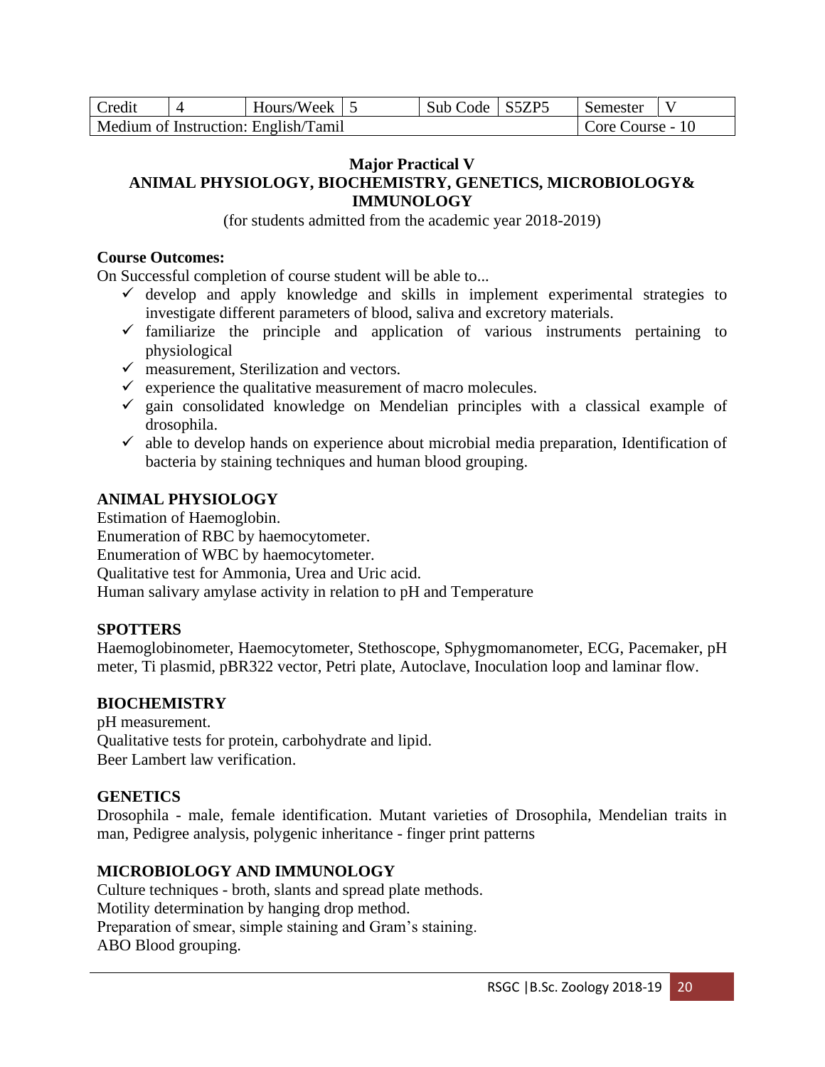| Credit | 4 | Hours/Week | 5 | Sub Code | S5ZP5 | Semester | V |
|---|---|---|---|---|---|---|---|
| Medium of Instruction: English/Tamil | | | | | | Core Course - 10 | |

## Major Practical V
## ANIMAL PHYSIOLOGY, BIOCHEMISTRY, GENETICS, MICROBIOLOGY& IMMUNOLOGY

(for students admitted from the academic year 2018-2019)

**Course Outcomes:**

On Successful completion of course student will be able to...

- ✓ develop and apply knowledge and skills in implement experimental strategies to investigate different parameters of blood, saliva and excretory materials.
- ✓ familiarize the principle and application of various instruments pertaining to physiological
- ✓ measurement, Sterilization and vectors.
- ✓ experience the qualitative measurement of macro molecules.
- ✓ gain consolidated knowledge on Mendelian principles with a classical example of drosophila.
- ✓ able to develop hands on experience about microbial media preparation, Identification of bacteria by staining techniques and human blood grouping.

**ANIMAL PHYSIOLOGY**

Estimation of Haemoglobin.
Enumeration of RBC by haemocytometer.
Enumeration of WBC by haemocytometer.
Qualitative test for Ammonia, Urea and Uric acid.
Human salivary amylase activity in relation to pH and Temperature

**SPOTTERS**

Haemoglobinometer, Haemocytometer, Stethoscope, Sphygmomanometer, ECG, Pacemaker, pH meter, Ti plasmid, pBR322 vector, Petri plate, Autoclave, Inoculation loop and laminar flow.

**BIOCHEMISTRY**

pH measurement.
Qualitative tests for protein, carbohydrate and lipid.
Beer Lambert law verification.

**GENETICS**

Drosophila - male, female identification. Mutant varieties of Drosophila, Mendelian traits in man, Pedigree analysis, polygenic inheritance - finger print patterns

**MICROBIOLOGY AND IMMUNOLOGY**

Culture techniques - broth, slants and spread plate methods.
Motility determination by hanging drop method.
Preparation of smear, simple staining and Gram's staining.
ABO Blood grouping.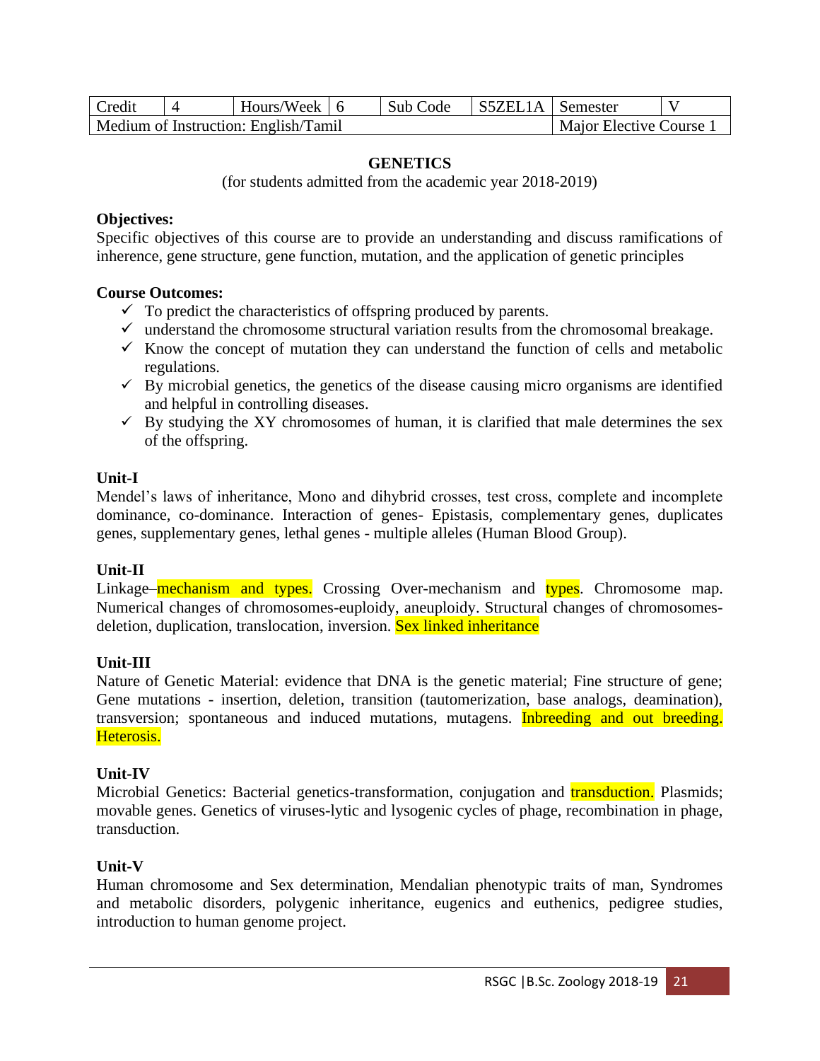| Credit | 4 | Hours/Week | 6 | Sub Code | S5ZEL1A | Semester | V |
|---|---|---|---|---|---|---|---|
| Medium of Instruction: English/Tamil | | | | | | Major Elective Course 1 | |

## GENETICS

(for students admitted from the academic year 2018-2019)

**Objectives:**

Specific objectives of this course are to provide an understanding and discuss ramifications of inherence, gene structure, gene function, mutation, and the application of genetic principles

**Course Outcomes:**

- ✓ To predict the characteristics of offspring produced by parents.
- ✓ understand the chromosome structural variation results from the chromosomal breakage.
- ✓ Know the concept of mutation they can understand the function of cells and metabolic regulations.
- ✓ By microbial genetics, the genetics of the disease causing micro organisms are identified and helpful in controlling diseases.
- ✓ By studying the XY chromosomes of human, it is clarified that male determines the sex of the offspring.

**Unit-I**

Mendel's laws of inheritance, Mono and dihybrid crosses, test cross, complete and incomplete dominance, co-dominance. Interaction of genes- Epistasis, complementary genes, duplicates genes, supplementary genes, lethal genes - multiple alleles (Human Blood Group).

**Unit-II**

Linkage–mechanism and types. Crossing Over-mechanism and types. Chromosome map. Numerical changes of chromosomes-euploidy, aneuploidy. Structural changes of chromosomes-deletion, duplication, translocation, inversion. Sex linked inheritance

**Unit-III**

Nature of Genetic Material: evidence that DNA is the genetic material; Fine structure of gene; Gene mutations - insertion, deletion, transition (tautomerization, base analogs, deamination), transversion; spontaneous and induced mutations, mutagens. Inbreeding and out breeding. Heterosis.

**Unit-IV**

Microbial Genetics: Bacterial genetics-transformation, conjugation and transduction. Plasmids; movable genes. Genetics of viruses-lytic and lysogenic cycles of phage, recombination in phage, transduction.

**Unit-V**

Human chromosome and Sex determination, Mendalian phenotypic traits of man, Syndromes and metabolic disorders, polygenic inheritance, eugenics and euthenics, pedigree studies, introduction to human genome project.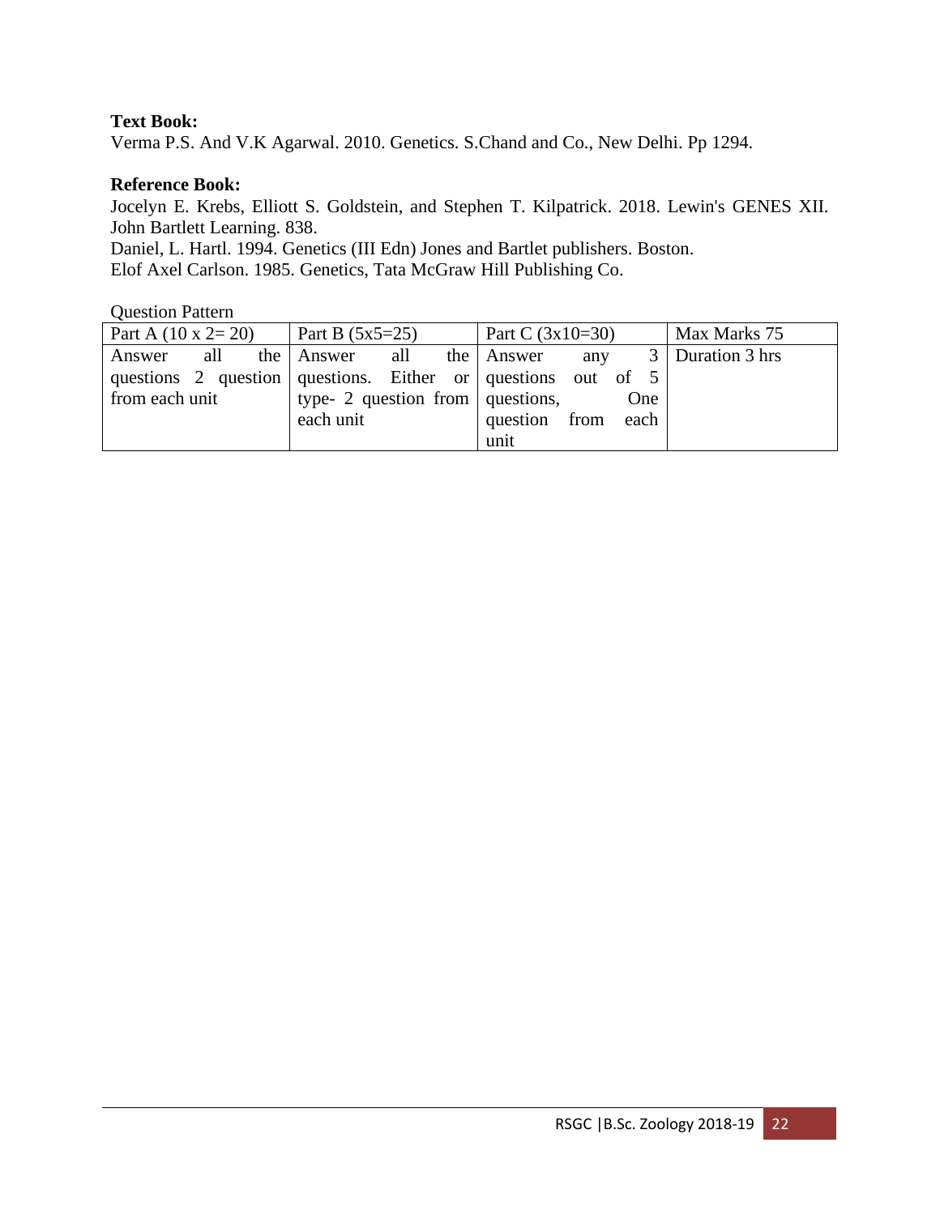**Text Book:**
Verma P.S. And V.K Agarwal. 2010. Genetics. S.Chand and Co., New Delhi. Pp 1294.

**Reference Book:**
Jocelyn E. Krebs, Elliott S. Goldstein, and Stephen T. Kilpatrick. 2018. Lewin's GENES XII. John Bartlett Learning. 838.
Daniel, L. Hartl. 1994. Genetics (III Edn) Jones and Bartlet publishers. Boston.
Elof Axel Carlson. 1985. Genetics, Tata McGraw Hill Publishing Co.

Question Pattern

| Part A (10 x 2= 20) | Part B (5x5=25) | Part C (3x10=30) | Max Marks 75 |
|---|---|---|---|
| Answer all the questions 2 question from each unit | Answer all the questions. Either or type- 2 question from each unit | Answer any 3 questions out of 5 questions, One question from each unit | Duration 3 hrs |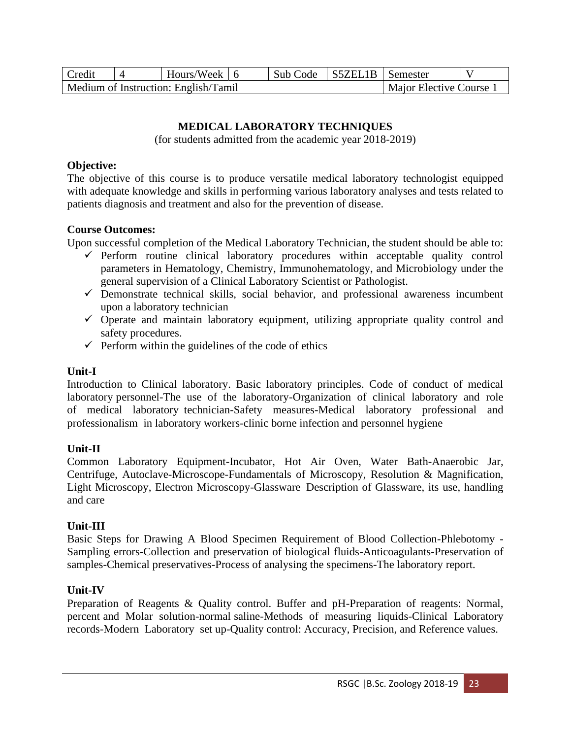| Credit | 4 | Hours/Week | 6 | Sub Code | S5ZEL1B | Semester | V |
|---|---|---|---|---|---|---|---|
| Medium of Instruction: English/Tamil | | | | | | Major Elective Course 1 | |

**MEDICAL LABORATORY TECHNIQUES**

(for students admitted from the academic year 2018-2019)

**Objective:**

The objective of this course is to produce versatile medical laboratory technologist equipped with adequate knowledge and skills in performing various laboratory analyses and tests related to patients diagnosis and treatment and also for the prevention of disease.

**Course Outcomes:**

Upon successful completion of the Medical Laboratory Technician, the student should be able to:

- ✓ Perform routine clinical laboratory procedures within acceptable quality control parameters in Hematology, Chemistry, Immunohematology, and Microbiology under the general supervision of a Clinical Laboratory Scientist or Pathologist.
- ✓ Demonstrate technical skills, social behavior, and professional awareness incumbent upon a laboratory technician
- ✓ Operate and maintain laboratory equipment, utilizing appropriate quality control and safety procedures.
- ✓ Perform within the guidelines of the code of ethics

**Unit-I**

Introduction to Clinical laboratory. Basic laboratory principles. Code of conduct of medical laboratory personnel-The use of the laboratory-Organization of clinical laboratory and role of medical laboratory technician-Safety measures-Medical laboratory professional and professionalism in laboratory workers-clinic borne infection and personnel hygiene

**Unit-II**

Common Laboratory Equipment-Incubator, Hot Air Oven, Water Bath-Anaerobic Jar, Centrifuge, Autoclave-Microscope-Fundamentals of Microscopy, Resolution & Magnification, Light Microscopy, Electron Microscopy-Glassware–Description of Glassware, its use, handling and care

**Unit-III**

Basic Steps for Drawing A Blood Specimen Requirement of Blood Collection-Phlebotomy - Sampling errors-Collection and preservation of biological fluids-Anticoagulants-Preservation of samples-Chemical preservatives-Process of analysing the specimens-The laboratory report.

**Unit-IV**

Preparation of Reagents & Quality control. Buffer and pH-Preparation of reagents: Normal, percent and Molar solution-normal saline-Methods of measuring liquids-Clinical Laboratory records-Modern Laboratory set up-Quality control: Accuracy, Precision, and Reference values.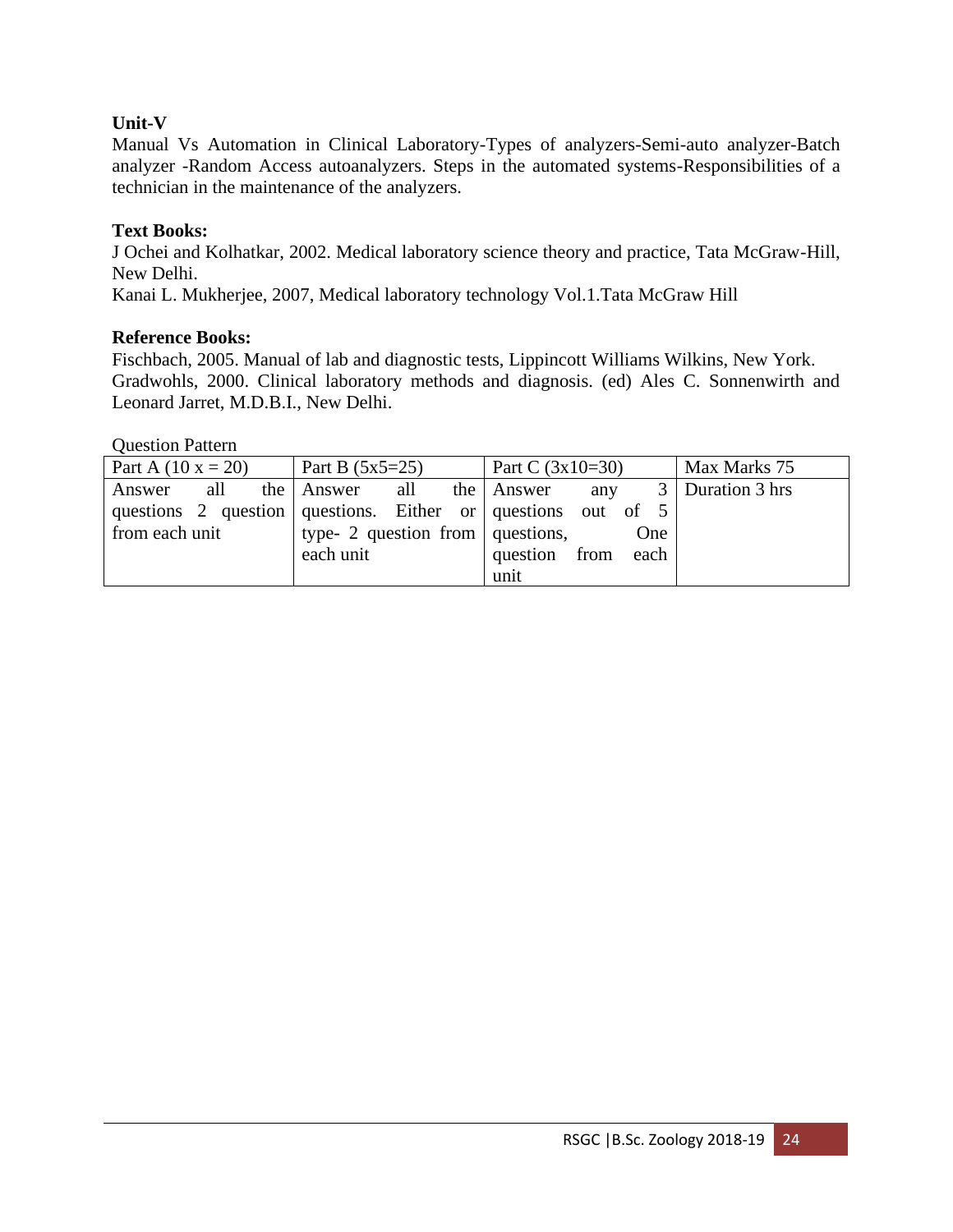**Unit-V**

Manual Vs Automation in Clinical Laboratory-Types of analyzers-Semi-auto analyzer-Batch analyzer -Random Access autoanalyzers. Steps in the automated systems-Responsibilities of a technician in the maintenance of the analyzers.

**Text Books:**

J Ochei and Kolhatkar, 2002. Medical laboratory science theory and practice, Tata McGraw-Hill, New Delhi.

Kanai L. Mukherjee, 2007, Medical laboratory technology Vol.1.Tata McGraw Hill

**Reference Books:**

Fischbach, 2005. Manual of lab and diagnostic tests, Lippincott Williams Wilkins, New York.

Gradwohls, 2000. Clinical laboratory methods and diagnosis. (ed) Ales C. Sonnenwirth and Leonard Jarret, M.D.B.I., New Delhi.

Question Pattern

| Part A (10 x = 20) | Part B (5x5=25) | Part C (3x10=30) | Max Marks 75 |
|---|---|---|---|
| Answer all the questions 2 question from each unit | Answer all the questions. Either or type- 2 question from each unit | Answer any 3 questions out of 5 questions, One question from each unit | Duration 3 hrs |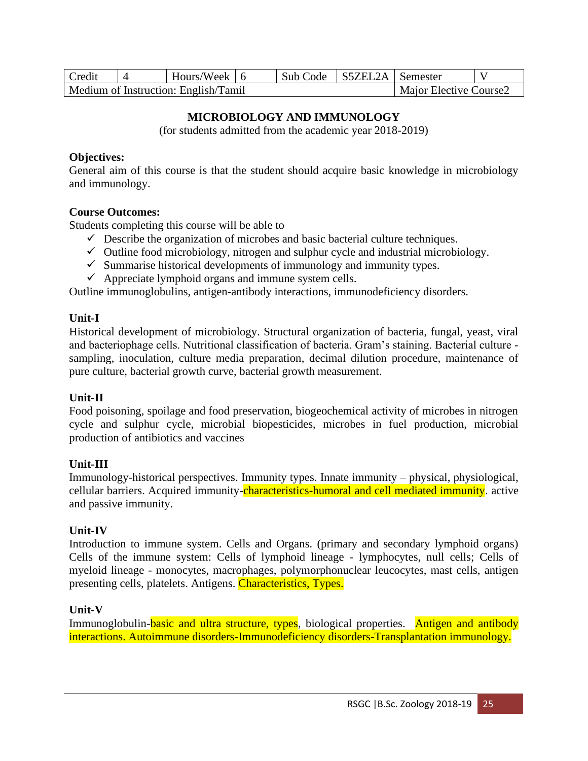| Credit | 4 | Hours/Week | 6 | Sub Code | S5ZEL2A | Semester | V |
|---|---|---|---|---|---|---|---|
| Medium of Instruction: English/Tamil | | | | | | Major Elective Course2 | |

**MICROBIOLOGY AND IMMUNOLOGY**

(for students admitted from the academic year 2018-2019)

**Objectives:**

General aim of this course is that the student should acquire basic knowledge in microbiology and immunology.

**Course Outcomes:**

Students completing this course will be able to

- ✓ Describe the organization of microbes and basic bacterial culture techniques.
- ✓ Outline food microbiology, nitrogen and sulphur cycle and industrial microbiology.
- ✓ Summarise historical developments of immunology and immunity types.
- ✓ Appreciate lymphoid organs and immune system cells.

Outline immunoglobulins, antigen-antibody interactions, immunodeficiency disorders.

**Unit-I**

Historical development of microbiology. Structural organization of bacteria, fungal, yeast, viral and bacteriophage cells. Nutritional classification of bacteria. Gram's staining. Bacterial culture - sampling, inoculation, culture media preparation, decimal dilution procedure, maintenance of pure culture, bacterial growth curve, bacterial growth measurement.

**Unit-II**

Food poisoning, spoilage and food preservation, biogeochemical activity of microbes in nitrogen cycle and sulphur cycle, microbial biopesticides, microbes in fuel production, microbial production of antibiotics and vaccines

**Unit-III**

Immunology-historical perspectives. Immunity types. Innate immunity – physical, physiological, cellular barriers. Acquired immunity-characteristics-humoral and cell mediated immunity. active and passive immunity.

**Unit-IV**

Introduction to immune system. Cells and Organs. (primary and secondary lymphoid organs) Cells of the immune system: Cells of lymphoid lineage - lymphocytes, null cells; Cells of myeloid lineage - monocytes, macrophages, polymorphonuclear leucocytes, mast cells, antigen presenting cells, platelets. Antigens. Characteristics, Types.

**Unit-V**

Immunoglobulin-basic and ultra structure, types, biological properties. Antigen and antibody interactions. Autoimmune disorders-Immunodeficiency disorders-Transplantation immunology.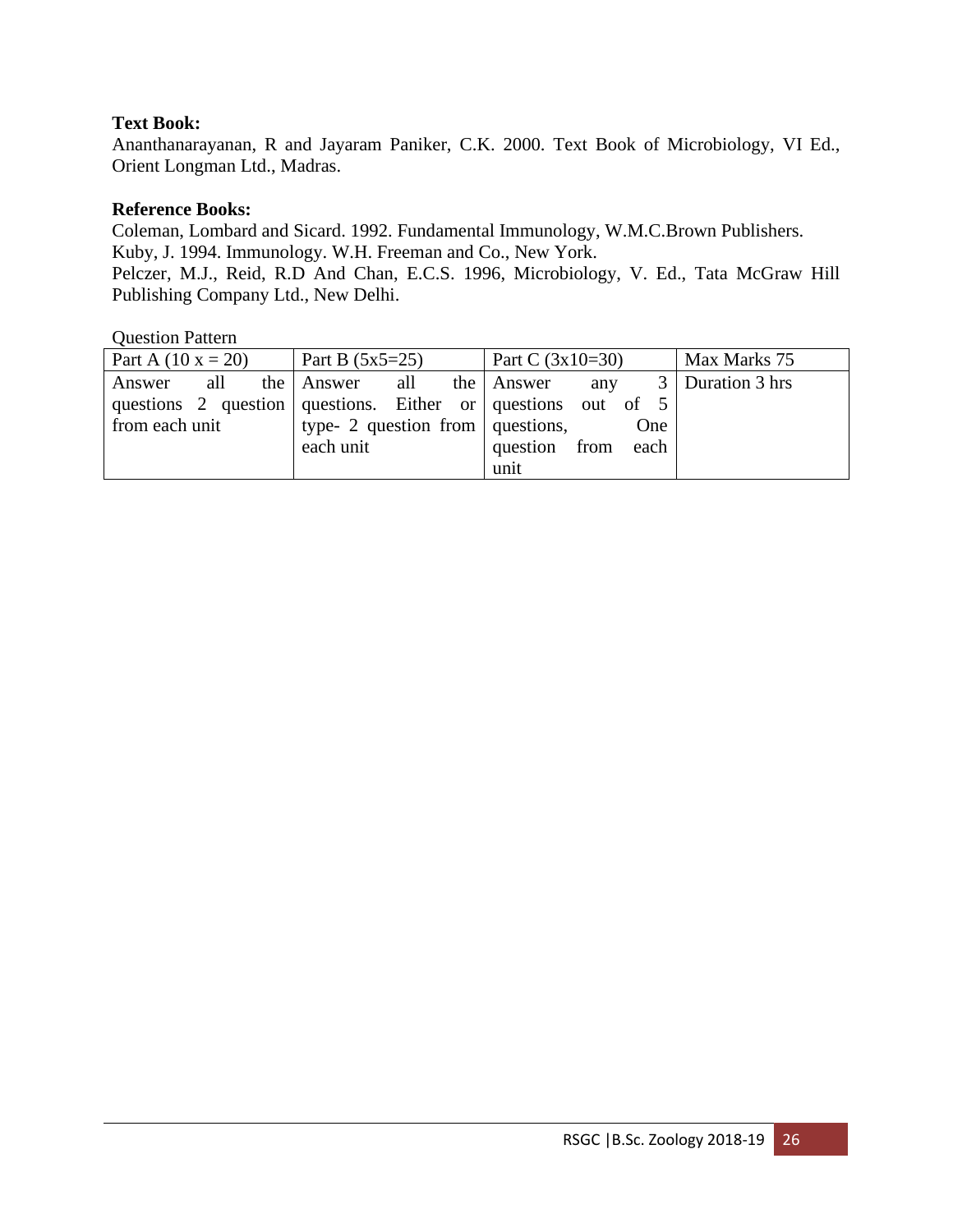**Text Book:**

Ananthanarayanan, R and Jayaram Paniker, C.K. 2000. Text Book of Microbiology, VI Ed., Orient Longman Ltd., Madras.

**Reference Books:**

Coleman, Lombard and Sicard. 1992. Fundamental Immunology, W.M.C.Brown Publishers.
Kuby, J. 1994. Immunology. W.H. Freeman and Co., New York.
Pelczer, M.J., Reid, R.D And Chan, E.C.S. 1996, Microbiology, V. Ed., Tata McGraw Hill Publishing Company Ltd., New Delhi.

Question Pattern

| Part A (10 x = 20) | Part B (5x5=25) | Part C (3x10=30) | Max Marks 75 |
|---|---|---|---|
| Answer all the questions 2 question from each unit | Answer all the questions. Either or type- 2 question from each unit | Answer any 3 questions out of 5 questions, One question from each unit | Duration 3 hrs |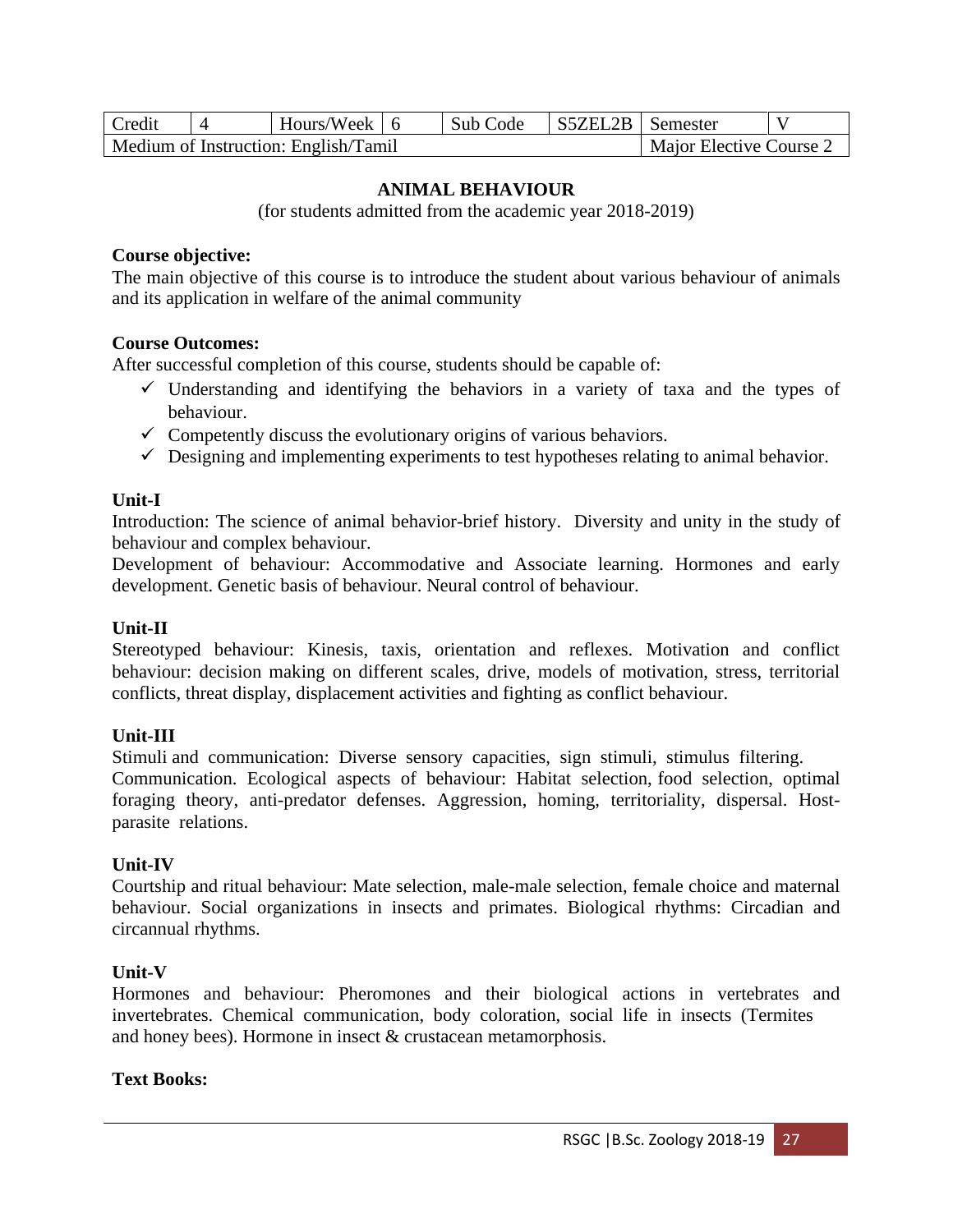| Credit | 4 | Hours/Week | 6 | Sub Code | S5ZEL2B | Semester | V |
|---|---|---|---|---|---|---|---|
| Medium of Instruction: English/Tamil | | | | | | Major Elective Course 2 | |

## ANIMAL BEHAVIOUR

(for students admitted from the academic year 2018-2019)

**Course objective:**

The main objective of this course is to introduce the student about various behaviour of animals and its application in welfare of the animal community

**Course Outcomes:**

After successful completion of this course, students should be capable of:

- ✓ Understanding and identifying the behaviors in a variety of taxa and the types of behaviour.
- ✓ Competently discuss the evolutionary origins of various behaviors.
- ✓ Designing and implementing experiments to test hypotheses relating to animal behavior.

**Unit-I**

Introduction: The science of animal behavior-brief history. Diversity and unity in the study of behaviour and complex behaviour.

Development of behaviour: Accommodative and Associate learning. Hormones and early development. Genetic basis of behaviour. Neural control of behaviour.

**Unit-II**

Stereotyped behaviour: Kinesis, taxis, orientation and reflexes. Motivation and conflict behaviour: decision making on different scales, drive, models of motivation, stress, territorial conflicts, threat display, displacement activities and fighting as conflict behaviour.

**Unit-III**

Stimuli and communication: Diverse sensory capacities, sign stimuli, stimulus filtering. Communication. Ecological aspects of behaviour: Habitat selection, food selection, optimal foraging theory, anti-predator defenses. Aggression, homing, territoriality, dispersal. Host-parasite relations.

**Unit-IV**

Courtship and ritual behaviour: Mate selection, male-male selection, female choice and maternal behaviour. Social organizations in insects and primates. Biological rhythms: Circadian and circannual rhythms.

**Unit-V**

Hormones and behaviour: Pheromones and their biological actions in vertebrates and invertebrates. Chemical communication, body coloration, social life in insects (Termites and honey bees). Hormone in insect & crustacean metamorphosis.

**Text Books:**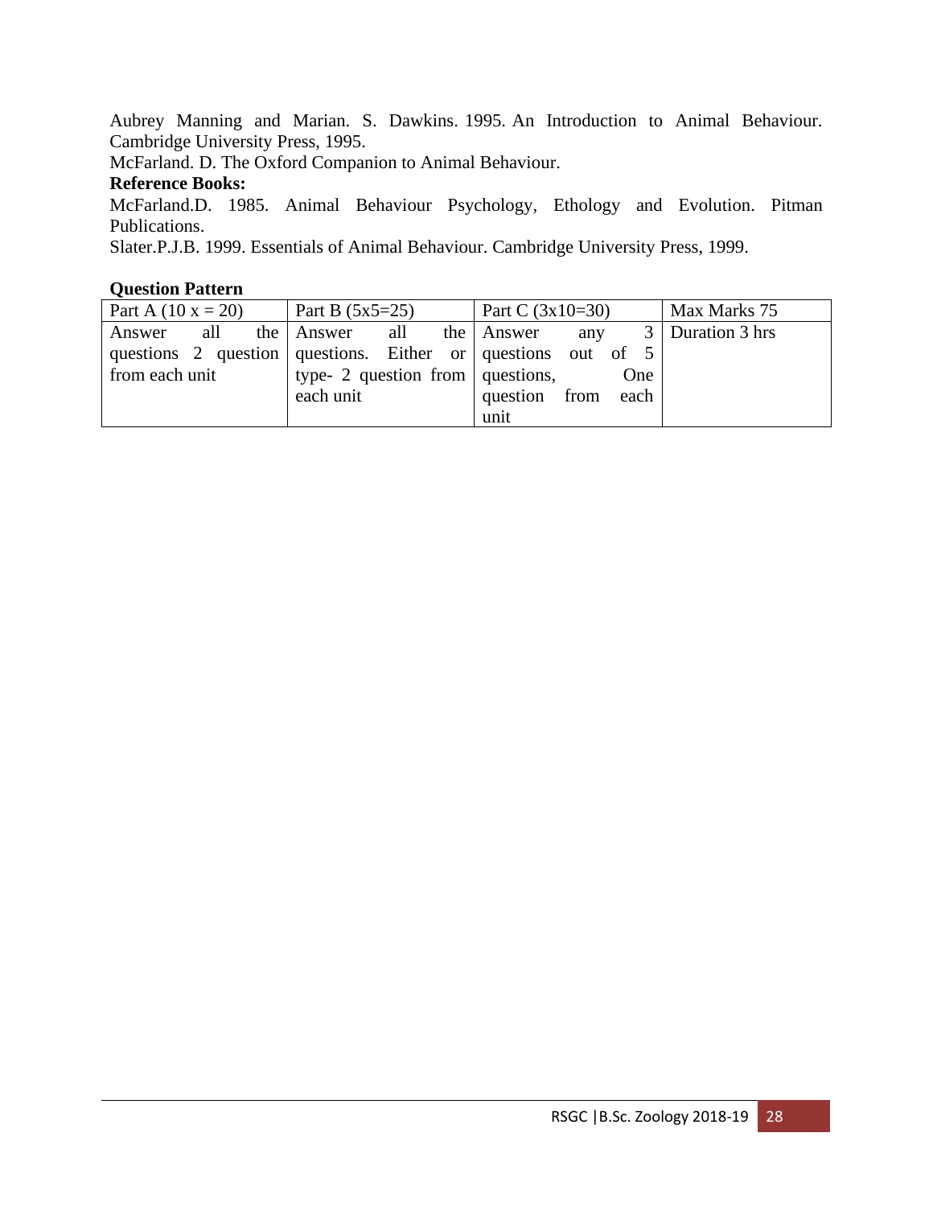Aubrey Manning and Marian. S. Dawkins. 1995. An Introduction to Animal Behaviour. Cambridge University Press, 1995.

McFarland. D. The Oxford Companion to Animal Behaviour.

**Reference Books:**

McFarland.D. 1985. Animal Behaviour Psychology, Ethology and Evolution. Pitman Publications.

Slater.P.J.B. 1999. Essentials of Animal Behaviour. Cambridge University Press, 1999.

**Question Pattern**

| Part A (10 x = 20) | Part B (5x5=25) | Part C (3x10=30) | Max Marks 75 |
|---|---|---|---|
| Answer all the questions 2 question from each unit | Answer all the questions. Either or type- 2 question from each unit | Answer any 3 questions out of 5 questions, One question from each unit | Duration 3 hrs |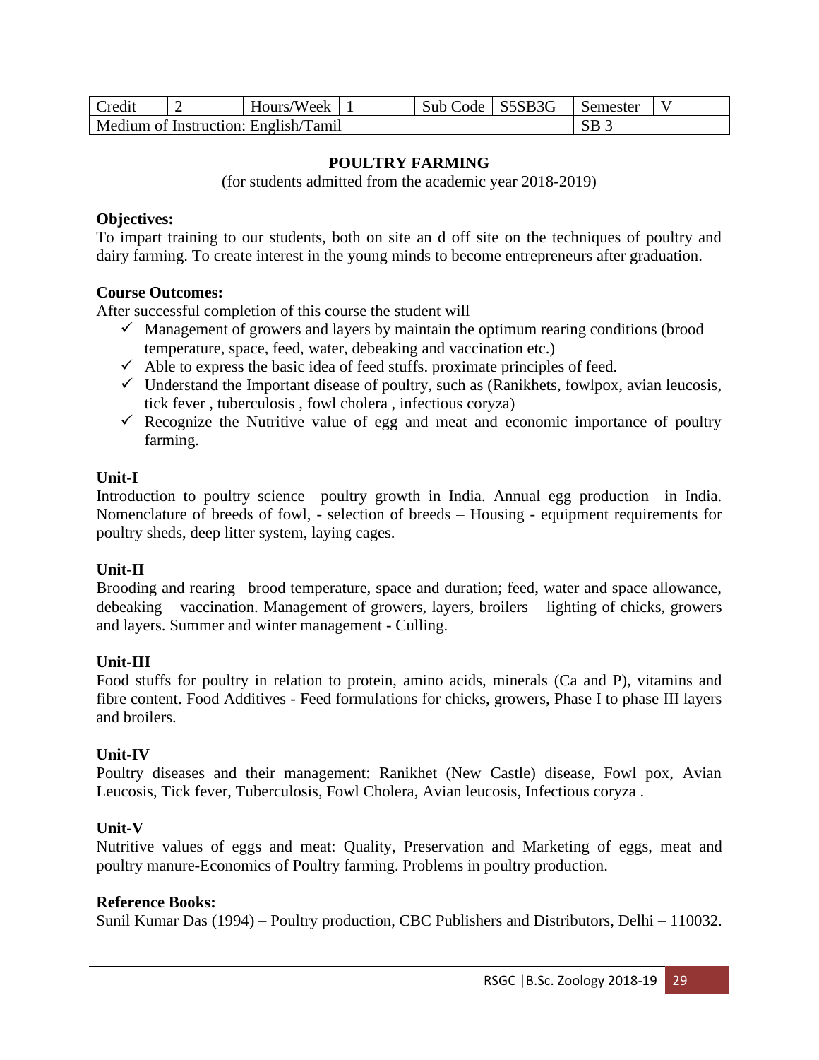| Credit | 2 | Hours/Week | 1 | Sub Code | S5SB3G | Semester | V |
|---|---|---|---|---|---|---|---|
| Medium of Instruction: English/Tamil | | | | | | SB 3 | |

## POULTRY FARMING

(for students admitted from the academic year 2018-2019)

**Objectives:**

To impart training to our students, both on site an d off site on the techniques of poultry and dairy farming. To create interest in the young minds to become entrepreneurs after graduation.

**Course Outcomes:**

After successful completion of this course the student will

- ✓ Management of growers and layers by maintain the optimum rearing conditions (brood temperature, space, feed, water, debeaking and vaccination etc.)
- ✓ Able to express the basic idea of feed stuffs. proximate principles of feed.
- ✓ Understand the Important disease of poultry, such as (Ranikhets, fowlpox, avian leucosis, tick fever , tuberculosis , fowl cholera , infectious coryza)
- ✓ Recognize the Nutritive value of egg and meat and economic importance of poultry farming.

**Unit-I**

Introduction to poultry science –poultry growth in India. Annual egg production in India. Nomenclature of breeds of fowl, - selection of breeds – Housing - equipment requirements for poultry sheds, deep litter system, laying cages.

**Unit-II**

Brooding and rearing –brood temperature, space and duration; feed, water and space allowance, debeaking – vaccination. Management of growers, layers, broilers – lighting of chicks, growers and layers. Summer and winter management - Culling.

**Unit-III**

Food stuffs for poultry in relation to protein, amino acids, minerals (Ca and P), vitamins and fibre content. Food Additives - Feed formulations for chicks, growers, Phase I to phase III layers and broilers.

**Unit-IV**

Poultry diseases and their management: Ranikhet (New Castle) disease, Fowl pox, Avian Leucosis, Tick fever, Tuberculosis, Fowl Cholera, Avian leucosis, Infectious coryza .

**Unit-V**

Nutritive values of eggs and meat: Quality, Preservation and Marketing of eggs, meat and poultry manure-Economics of Poultry farming. Problems in poultry production.

**Reference Books:**

Sunil Kumar Das (1994) – Poultry production, CBC Publishers and Distributors, Delhi – 110032.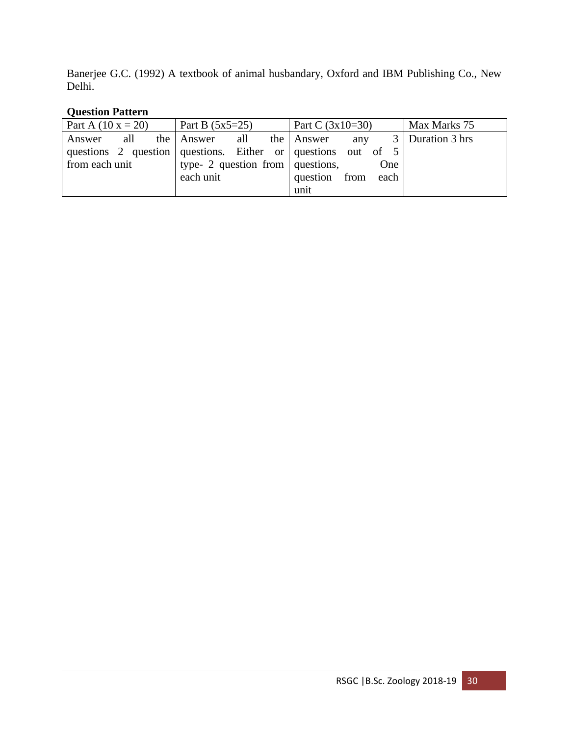Banerjee G.C. (1992) A textbook of animal husbandary, Oxford and IBM Publishing Co., New Delhi.

**Question Pattern**

| Part A (10 x = 20) | Part B (5x5=25) | Part C (3x10=30) | Max Marks 75 |
|---|---|---|---|
| Answer all the questions 2 question from each unit | Answer all the questions. Either or type- 2 question from each unit | Answer any 3 questions out of 5 questions, One question from each unit | Duration 3 hrs |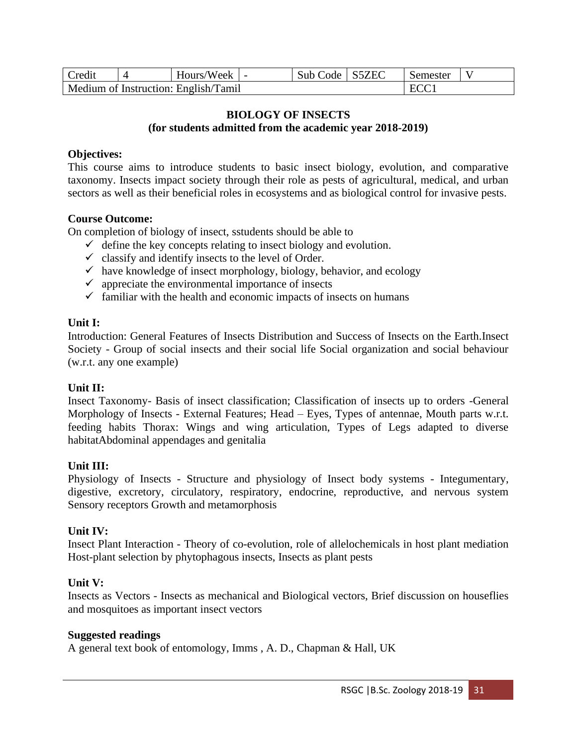| Credit | 4 | Hours/Week | - | Sub Code | S5ZEC | Semester | V |
|---|---|---|---|---|---|---|---|
| Medium of Instruction: English/Tamil | | | | | | ECC1 | |

## BIOLOGY OF INSECTS
### (for students admitted from the academic year 2018-2019)

**Objectives:**

This course aims to introduce students to basic insect biology, evolution, and comparative taxonomy. Insects impact society through their role as pests of agricultural, medical, and urban sectors as well as their beneficial roles in ecosystems and as biological control for invasive pests.

**Course Outcome:**

On completion of biology of insect, sstudents should be able to

- ✓ define the key concepts relating to insect biology and evolution.
- ✓ classify and identify insects to the level of Order.
- ✓ have knowledge of insect morphology, biology, behavior, and ecology
- ✓ appreciate the environmental importance of insects
- ✓ familiar with the health and economic impacts of insects on humans

**Unit I:**

Introduction: General Features of Insects Distribution and Success of Insects on the Earth.Insect Society - Group of social insects and their social life Social organization and social behaviour (w.r.t. any one example)

**Unit II:**

Insect Taxonomy- Basis of insect classification; Classification of insects up to orders -General Morphology of Insects - External Features; Head – Eyes, Types of antennae, Mouth parts w.r.t. feeding habits Thorax: Wings and wing articulation, Types of Legs adapted to diverse habitatAbdominal appendages and genitalia

**Unit III:**

Physiology of Insects - Structure and physiology of Insect body systems - Integumentary, digestive, excretory, circulatory, respiratory, endocrine, reproductive, and nervous system Sensory receptors Growth and metamorphosis

**Unit IV:**

Insect Plant Interaction - Theory of co-evolution, role of allelochemicals in host plant mediation Host-plant selection by phytophagous insects, Insects as plant pests

**Unit V:**

Insects as Vectors - Insects as mechanical and Biological vectors, Brief discussion on houseflies and mosquitoes as important insect vectors

**Suggested readings**

A general text book of entomology, Imms , A. D., Chapman & Hall, UK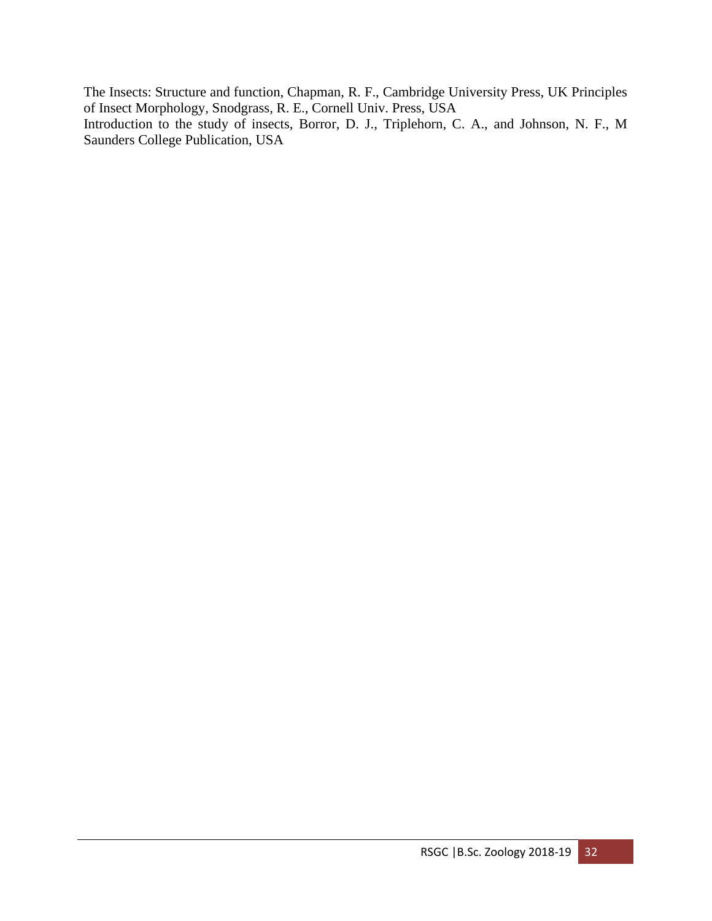The Insects: Structure and function, Chapman, R. F., Cambridge University Press, UK Principles of Insect Morphology, Snodgrass, R. E., Cornell Univ. Press, USA
Introduction to the study of insects, Borror, D. J., Triplehorn, C. A., and Johnson, N. F., M Saunders College Publication, USA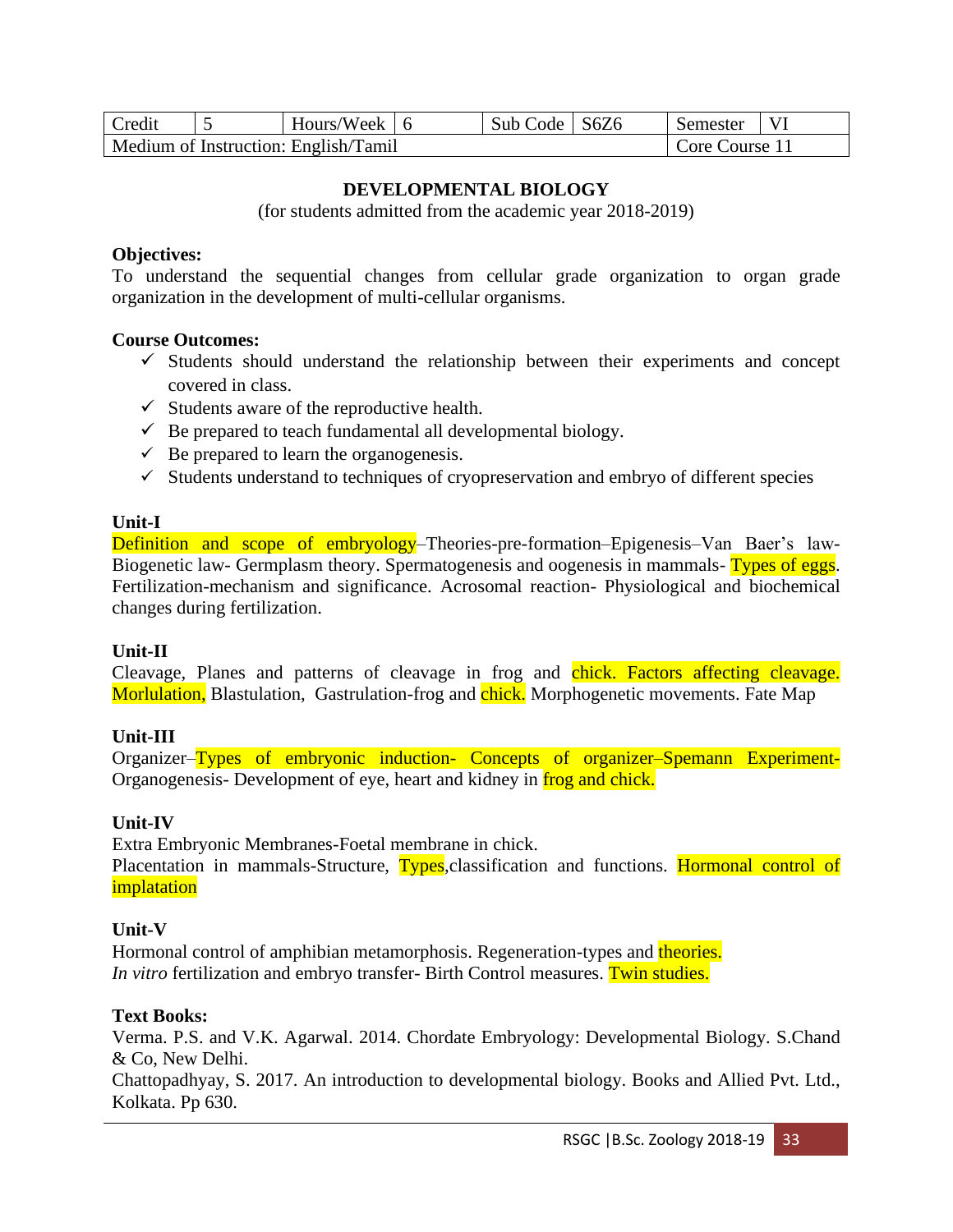| Credit | 5 | Hours/Week | 6 | Sub Code | S6Z6 | Semester | VI |
|---|---|---|---|---|---|---|---|
| Medium of Instruction: English/Tamil | | | | | | Core Course 11 | |

## DEVELOPMENTAL BIOLOGY

(for students admitted from the academic year 2018-2019)

**Objectives:**

To understand the sequential changes from cellular grade organization to organ grade organization in the development of multi-cellular organisms.

**Course Outcomes:**

- ✓ Students should understand the relationship between their experiments and concept covered in class.
- ✓ Students aware of the reproductive health.
- ✓ Be prepared to teach fundamental all developmental biology.
- ✓ Be prepared to learn the organogenesis.
- ✓ Students understand to techniques of cryopreservation and embryo of different species

**Unit-I**

Definition and scope of embryology–Theories-pre-formation–Epigenesis–Van Baer's law-Biogenetic law- Germplasm theory. Spermatogenesis and oogenesis in mammals- Types of eggs. Fertilization-mechanism and significance. Acrosomal reaction- Physiological and biochemical changes during fertilization.

**Unit-II**

Cleavage, Planes and patterns of cleavage in frog and chick. Factors affecting cleavage. Morlulation, Blastulation, Gastrulation-frog and chick. Morphogenetic movements. Fate Map

**Unit-III**

Organizer–Types of embryonic induction- Concepts of organizer–Spemann Experiment-Organogenesis- Development of eye, heart and kidney in frog and chick.

**Unit-IV**

Extra Embryonic Membranes-Foetal membrane in chick.

Placentation in mammals-Structure, Types,classification and functions. Hormonal control of implatation

**Unit-V**

Hormonal control of amphibian metamorphosis. Regeneration-types and theories.
*In vitro* fertilization and embryo transfer- Birth Control measures. Twin studies.

**Text Books:**

Verma. P.S. and V.K. Agarwal. 2014. Chordate Embryology: Developmental Biology. S.Chand & Co, New Delhi.

Chattopadhyay, S. 2017. An introduction to developmental biology. Books and Allied Pvt. Ltd., Kolkata. Pp 630.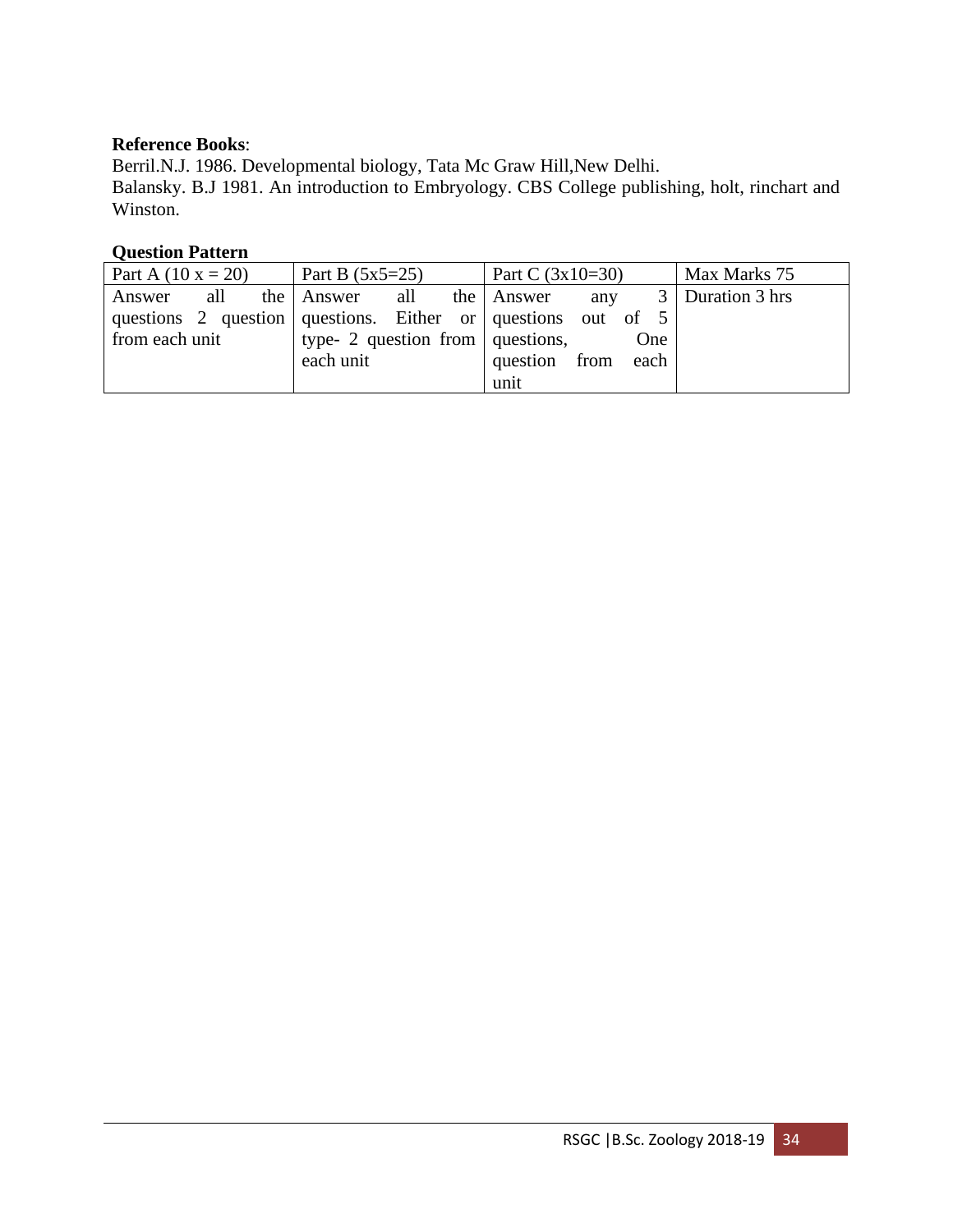**Reference Books**:

Berril.N.J. 1986. Developmental biology, Tata Mc Graw Hill,New Delhi.

Balansky. B.J 1981. An introduction to Embryology. CBS College publishing, holt, rinchart and Winston.

**Question Pattern**

| Part A (10 x = 20) | Part B (5x5=25) | Part C (3x10=30) | Max Marks 75 |
|---|---|---|---|
| Answer all the questions 2 question from each unit | Answer all the questions. Either or type- 2 question from each unit | Answer any 3 questions out of 5 questions, One question from each unit | Duration 3 hrs |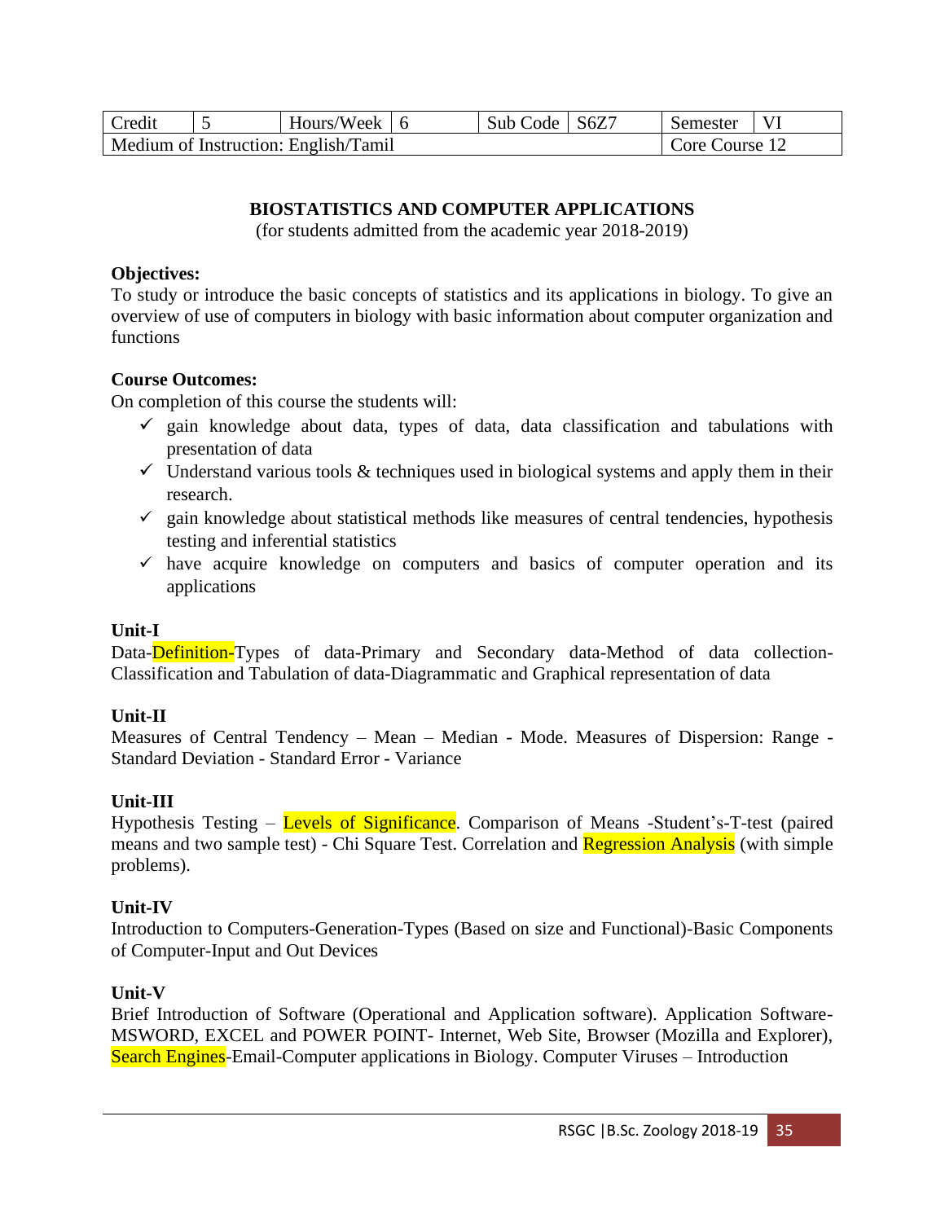| Credit | 5 | Hours/Week | 6 | Sub Code | S6Z7 | Semester | VI |
|---|---|---|---|---|---|---|---|
| Medium of Instruction: English/Tamil | | | | | | Core Course 12 | |

## BIOSTATISTICS AND COMPUTER APPLICATIONS

(for students admitted from the academic year 2018-2019)

**Objectives:**

To study or introduce the basic concepts of statistics and its applications in biology. To give an overview of use of computers in biology with basic information about computer organization and functions

**Course Outcomes:**

On completion of this course the students will:

- ✓ gain knowledge about data, types of data, data classification and tabulations with presentation of data
- ✓ Understand various tools & techniques used in biological systems and apply them in their research.
- ✓ gain knowledge about statistical methods like measures of central tendencies, hypothesis testing and inferential statistics
- ✓ have acquire knowledge on computers and basics of computer operation and its applications

**Unit-I**

Data-Definition-Types of data-Primary and Secondary data-Method of data collection-Classification and Tabulation of data-Diagrammatic and Graphical representation of data

**Unit-II**

Measures of Central Tendency – Mean – Median - Mode. Measures of Dispersion: Range - Standard Deviation - Standard Error - Variance

**Unit-III**

Hypothesis Testing – Levels of Significance. Comparison of Means -Student's-T-test (paired means and two sample test) - Chi Square Test. Correlation and Regression Analysis (with simple problems).

**Unit-IV**

Introduction to Computers-Generation-Types (Based on size and Functional)-Basic Components of Computer-Input and Out Devices

**Unit-V**

Brief Introduction of Software (Operational and Application software). Application Software-MSWORD, EXCEL and POWER POINT- Internet, Web Site, Browser (Mozilla and Explorer), Search Engines-Email-Computer applications in Biology. Computer Viruses – Introduction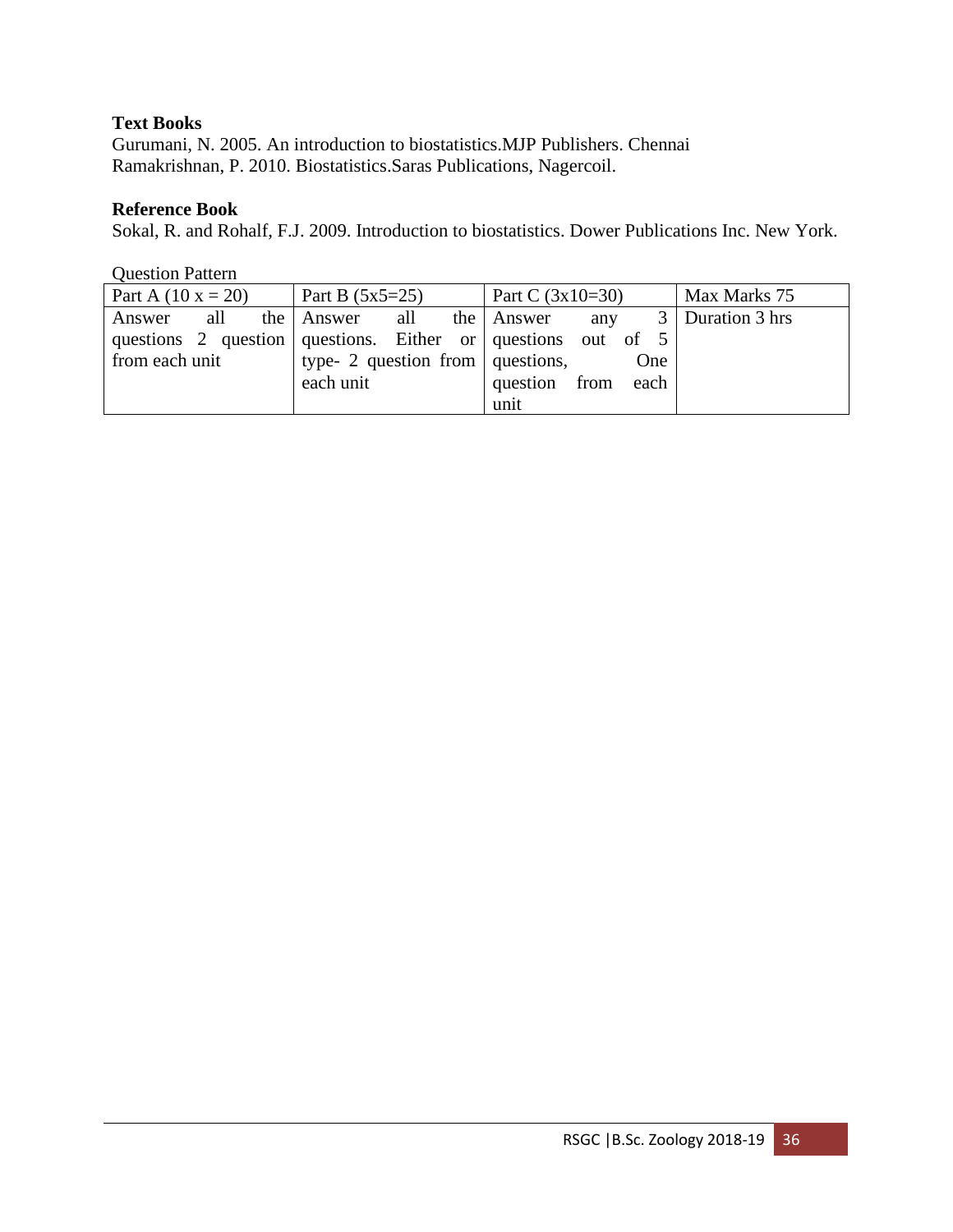**Text Books**

Gurumani, N. 2005. An introduction to biostatistics.MJP Publishers. Chennai
Ramakrishnan, P. 2010. Biostatistics.Saras Publications, Nagercoil.

**Reference Book**

Sokal, R. and Rohalf, F.J. 2009. Introduction to biostatistics. Dower Publications Inc. New York.

Question Pattern

| Part A (10 x = 20) | Part B (5x5=25) | Part C (3x10=30) | Max Marks 75 |
|---|---|---|---|
| Answer all the questions 2 question from each unit | Answer all the questions. Either or type- 2 question from each unit | Answer any 3 questions out of 5 questions, One question from each unit | Duration 3 hrs |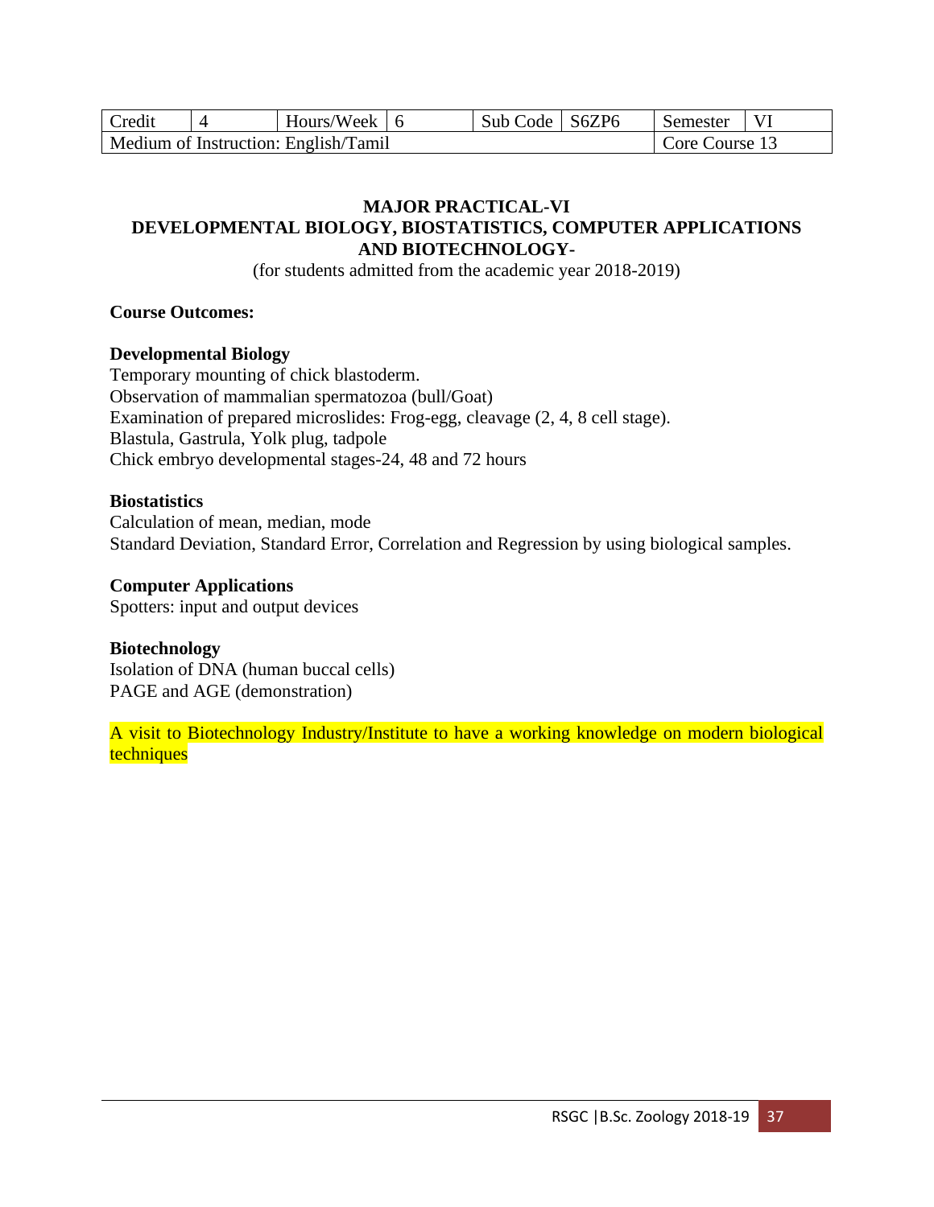| Credit | 4 | Hours/Week | 6 | Sub Code | S6ZP6 | Semester | VI |
|---|---|---|---|---|---|---|---|
| Medium of Instruction: English/Tamil | | | | | | Core Course 13 | |

## MAJOR PRACTICAL-VI
## DEVELOPMENTAL BIOLOGY, BIOSTATISTICS, COMPUTER APPLICATIONS AND BIOTECHNOLOGY-

(for students admitted from the academic year 2018-2019)

**Course Outcomes:**

**Developmental Biology**

Temporary mounting of chick blastoderm.
Observation of mammalian spermatozoa (bull/Goat)
Examination of prepared microslides: Frog-egg, cleavage (2, 4, 8 cell stage).
Blastula, Gastrula, Yolk plug, tadpole
Chick embryo developmental stages-24, 48 and 72 hours

**Biostatistics**

Calculation of mean, median, mode
Standard Deviation, Standard Error, Correlation and Regression by using biological samples.

**Computer Applications**

Spotters: input and output devices

**Biotechnology**

Isolation of DNA (human buccal cells)
PAGE and AGE (demonstration)

A visit to Biotechnology Industry/Institute to have a working knowledge on modern biological techniques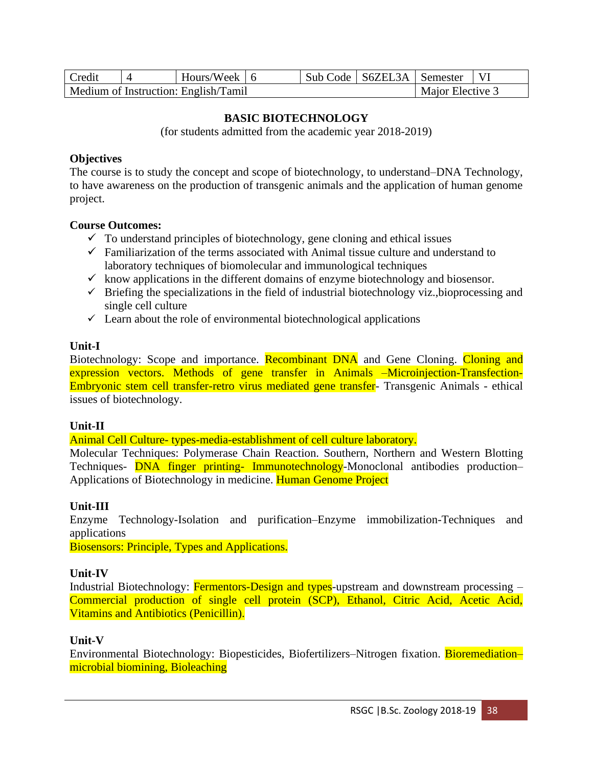| Credit | 4 | Hours/Week | 6 | Sub Code | S6ZEL3A | Semester | VI |
|---|---|---|---|---|---|---|---|
| Medium of Instruction: English/Tamil | | | | | | Major Elective 3 | |

## BASIC BIOTECHNOLOGY

(for students admitted from the academic year 2018-2019)

**Objectives**

The course is to study the concept and scope of biotechnology, to understand–DNA Technology, to have awareness on the production of transgenic animals and the application of human genome project.

**Course Outcomes:**

- ✓ To understand principles of biotechnology, gene cloning and ethical issues
- ✓ Familiarization of the terms associated with Animal tissue culture and understand to laboratory techniques of biomolecular and immunological techniques
- ✓ know applications in the different domains of enzyme biotechnology and biosensor.
- ✓ Briefing the specializations in the field of industrial biotechnology viz.,bioprocessing and single cell culture
- ✓ Learn about the role of environmental biotechnological applications

**Unit-I**

Biotechnology: Scope and importance. Recombinant DNA and Gene Cloning. Cloning and expression vectors. Methods of gene transfer in Animals –Microinjection-Transfection-Embryonic stem cell transfer-retro virus mediated gene transfer- Transgenic Animals - ethical issues of biotechnology.

**Unit-II**

Animal Cell Culture- types-media-establishment of cell culture laboratory.

Molecular Techniques: Polymerase Chain Reaction. Southern, Northern and Western Blotting Techniques- DNA finger printing- Immunotechnology-Monoclonal antibodies production–Applications of Biotechnology in medicine. Human Genome Project

**Unit-III**

Enzyme Technology-Isolation and purification–Enzyme immobilization-Techniques and applications

Biosensors: Principle, Types and Applications.

**Unit-IV**

Industrial Biotechnology: Fermentors-Design and types-upstream and downstream processing – Commercial production of single cell protein (SCP), Ethanol, Citric Acid, Acetic Acid, Vitamins and Antibiotics (Penicillin).

**Unit-V**

Environmental Biotechnology: Biopesticides, Biofertilizers–Nitrogen fixation. Bioremediation–microbial biomining, Bioleaching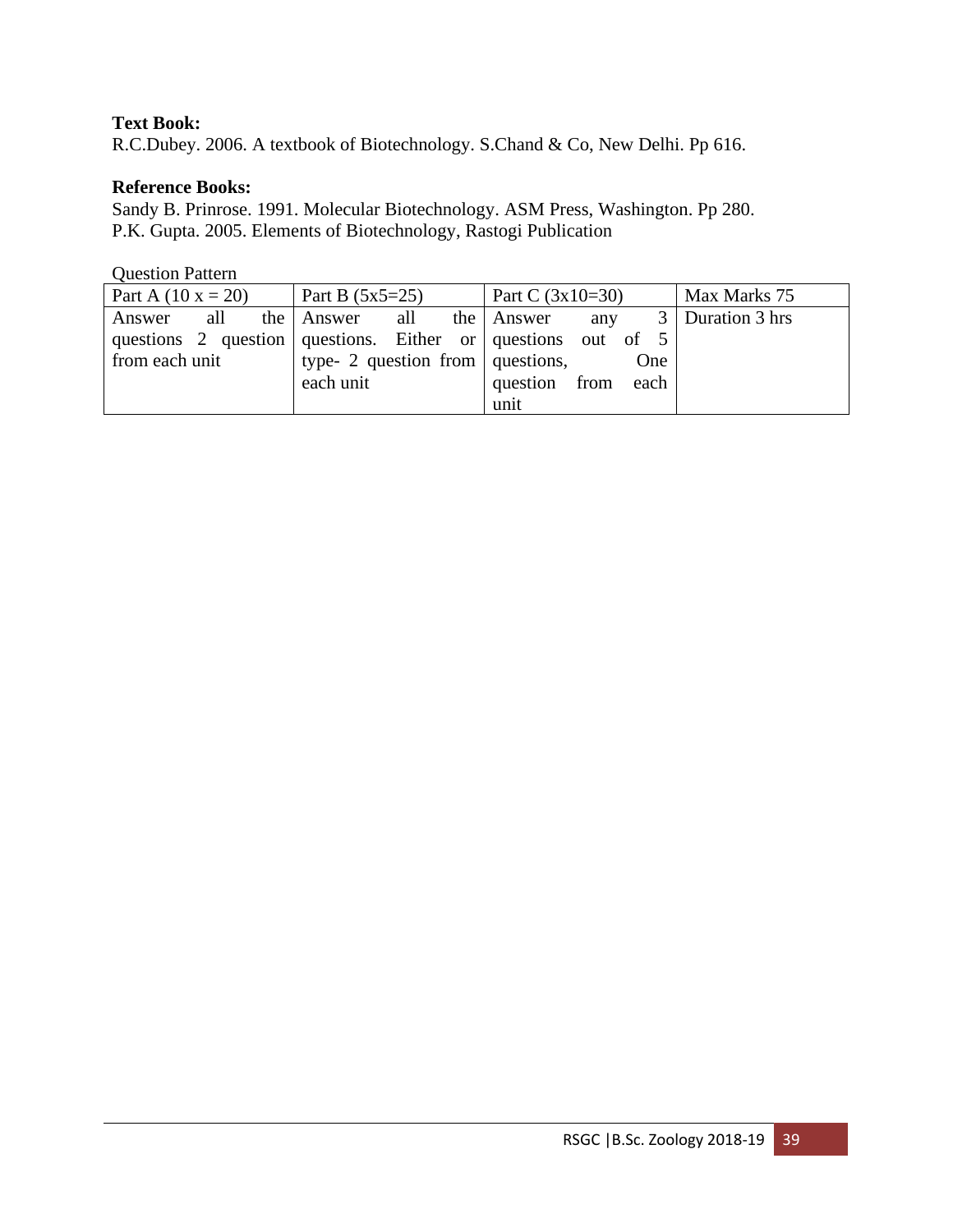**Text Book:**

R.C.Dubey. 2006. A textbook of Biotechnology. S.Chand & Co, New Delhi. Pp 616.

**Reference Books:**

Sandy B. Prinrose. 1991. Molecular Biotechnology. ASM Press, Washington. Pp 280.
P.K. Gupta. 2005. Elements of Biotechnology, Rastogi Publication

Question Pattern

| Part A (10 x = 20) | Part B (5x5=25) | Part C (3x10=30) | Max Marks 75 |
|---|---|---|---|
| Answer all the questions 2 question from each unit | Answer all the questions. Either or type- 2 question from each unit | Answer any 3 questions out of 5 questions, One question from each unit | Duration 3 hrs |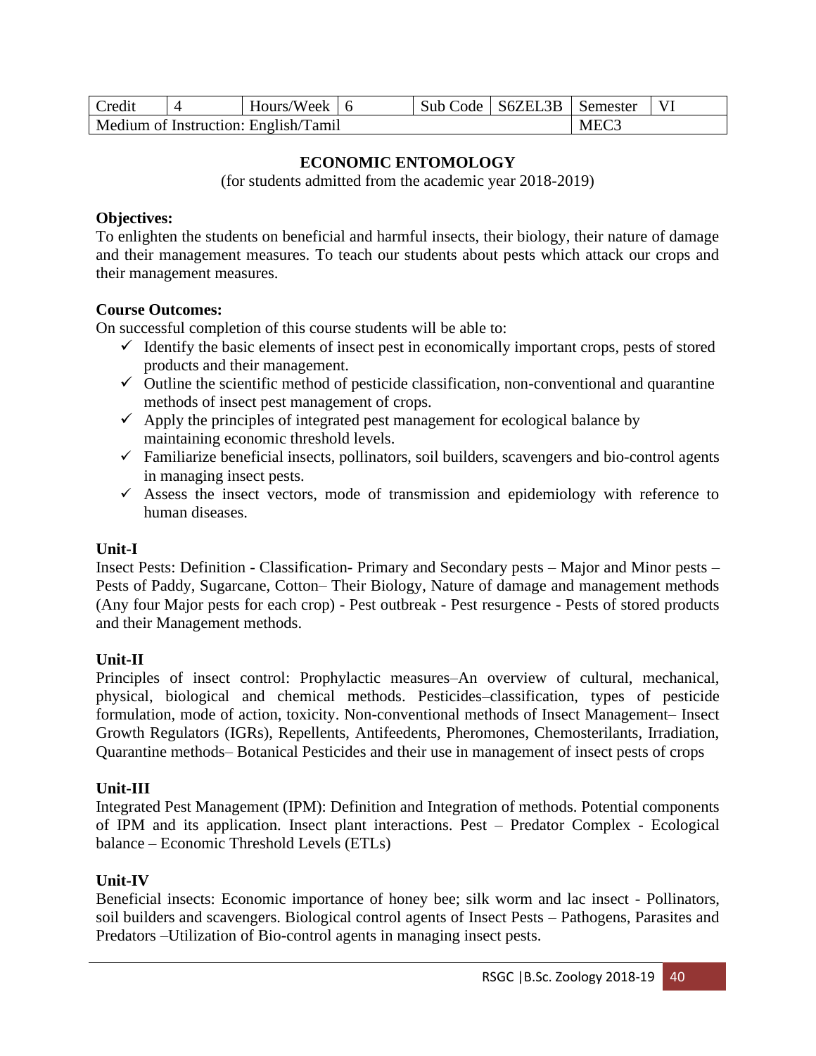| Credit | 4 | Hours/Week | 6 | Sub Code | S6ZEL3B | Semester | VI |
|---|---|---|---|---|---|---|---|
| Medium of Instruction: English/Tamil | | | | | | MEC3 | |

## ECONOMIC ENTOMOLOGY

(for students admitted from the academic year 2018-2019)

**Objectives:**

To enlighten the students on beneficial and harmful insects, their biology, their nature of damage and their management measures. To teach our students about pests which attack our crops and their management measures.

**Course Outcomes:**

On successful completion of this course students will be able to:

- ✓ Identify the basic elements of insect pest in economically important crops, pests of stored products and their management.
- ✓ Outline the scientific method of pesticide classification, non-conventional and quarantine methods of insect pest management of crops.
- ✓ Apply the principles of integrated pest management for ecological balance by maintaining economic threshold levels.
- ✓ Familiarize beneficial insects, pollinators, soil builders, scavengers and bio-control agents in managing insect pests.
- ✓ Assess the insect vectors, mode of transmission and epidemiology with reference to human diseases.

**Unit-I**

Insect Pests: Definition - Classification- Primary and Secondary pests – Major and Minor pests – Pests of Paddy, Sugarcane, Cotton– Their Biology, Nature of damage and management methods (Any four Major pests for each crop) - Pest outbreak - Pest resurgence - Pests of stored products and their Management methods.

**Unit-II**

Principles of insect control: Prophylactic measures–An overview of cultural, mechanical, physical, biological and chemical methods. Pesticides–classification, types of pesticide formulation, mode of action, toxicity. Non-conventional methods of Insect Management– Insect Growth Regulators (IGRs), Repellents, Antifeedents, Pheromones, Chemosterilants, Irradiation, Quarantine methods– Botanical Pesticides and their use in management of insect pests of crops

**Unit-III**

Integrated Pest Management (IPM): Definition and Integration of methods. Potential components of IPM and its application. Insect plant interactions. Pest – Predator Complex - Ecological balance – Economic Threshold Levels (ETLs)

**Unit-IV**

Beneficial insects: Economic importance of honey bee; silk worm and lac insect - Pollinators, soil builders and scavengers. Biological control agents of Insect Pests – Pathogens, Parasites and Predators –Utilization of Bio-control agents in managing insect pests.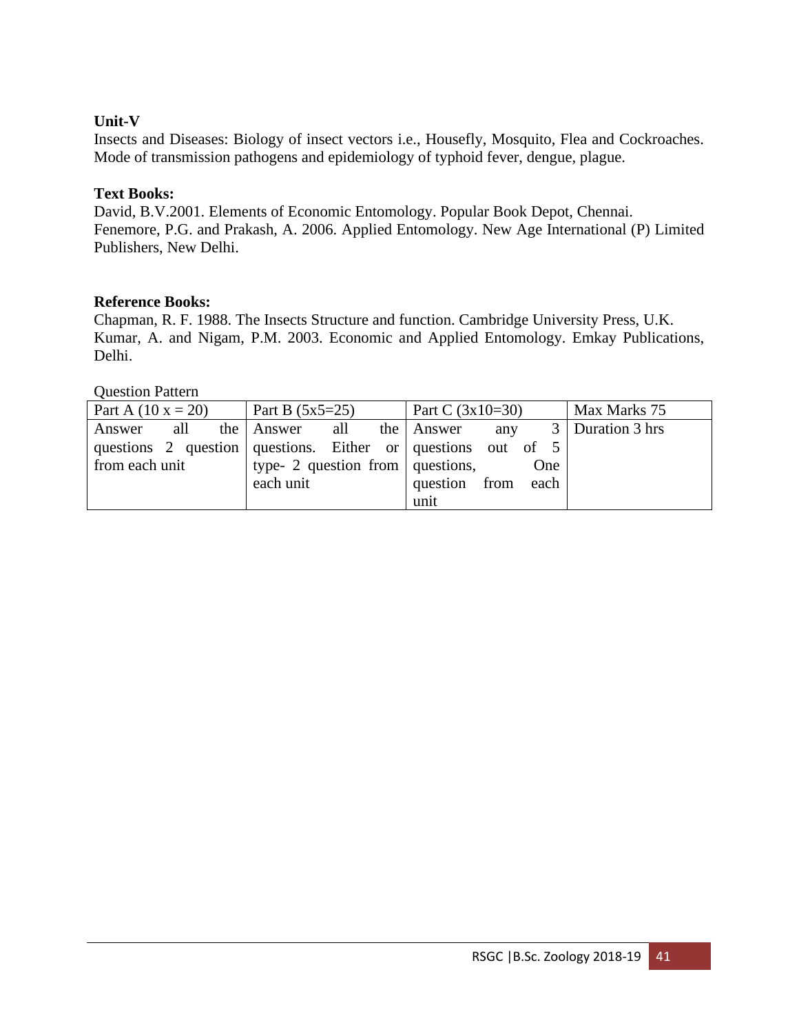**Unit-V**

Insects and Diseases: Biology of insect vectors i.e., Housefly, Mosquito, Flea and Cockroaches. Mode of transmission pathogens and epidemiology of typhoid fever, dengue, plague.

**Text Books:**

David, B.V.2001. Elements of Economic Entomology. Popular Book Depot, Chennai.
Fenemore, P.G. and Prakash, A. 2006. Applied Entomology. New Age International (P) Limited Publishers, New Delhi.

**Reference Books:**

Chapman, R. F. 1988. The Insects Structure and function. Cambridge University Press, U.K.
Kumar, A. and Nigam, P.M. 2003. Economic and Applied Entomology. Emkay Publications, Delhi.

Question Pattern

| Part A (10 x = 20) | Part B (5x5=25) | Part C (3x10=30) | Max Marks 75 |
|---|---|---|---|
| Answer all the questions 2 question from each unit | Answer all the questions. Either or type- 2 question from each unit | Answer any 3 questions out of 5 questions, One question from each unit | Duration 3 hrs |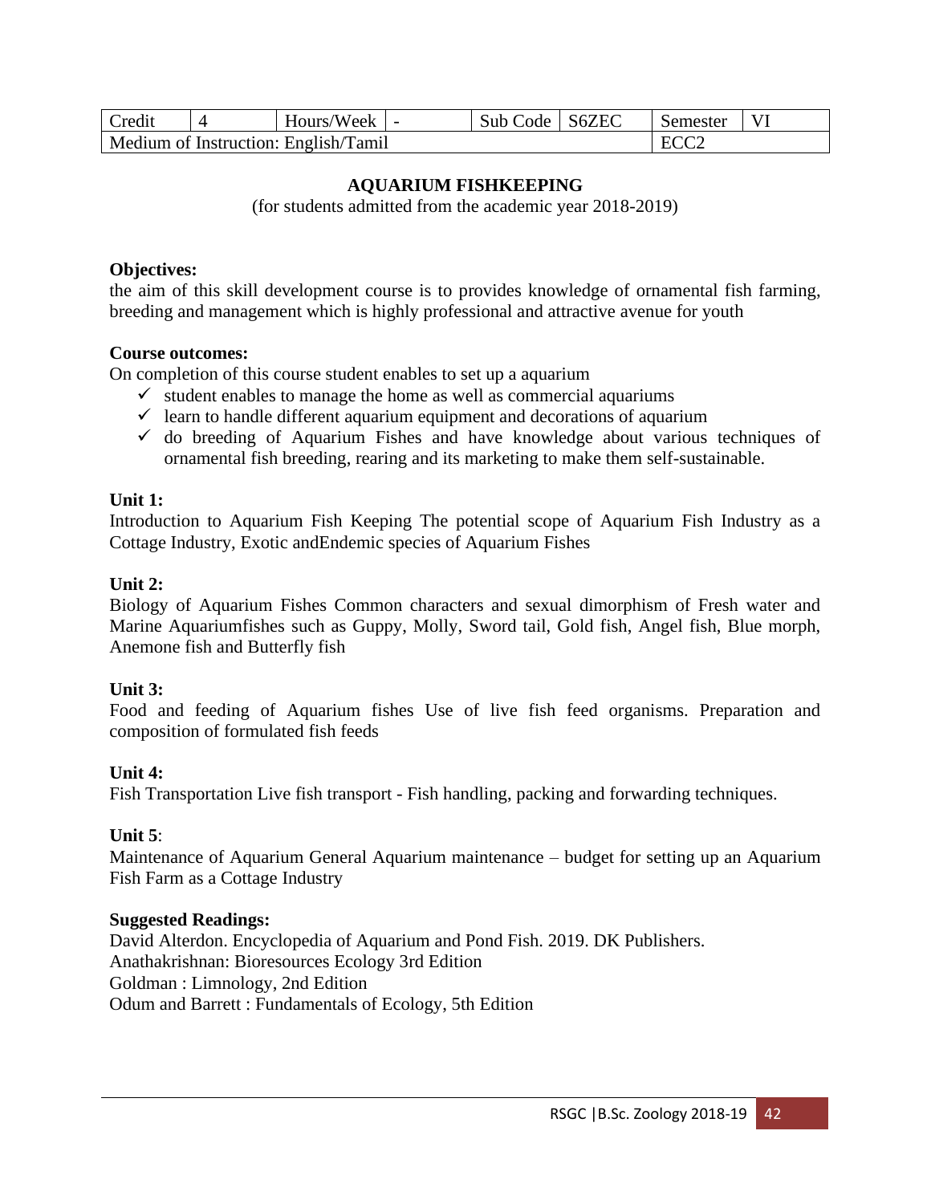| | | | | | | | |
|---|---|---|---|---|---|---|---|
| Credit | 4 | Hours/Week | - | Sub Code | S6ZEC | Semester | VI |
| Medium of Instruction: English/Tamil | | | | | | ECC2 | |

## AQUARIUM FISHKEEPING

(for students admitted from the academic year 2018-2019)

**Objectives:**

the aim of this skill development course is to provides knowledge of ornamental fish farming, breeding and management which is highly professional and attractive avenue for youth

**Course outcomes:**

On completion of this course student enables to set up a aquarium

- ✓ student enables to manage the home as well as commercial aquariums
- ✓ learn to handle different aquarium equipment and decorations of aquarium
- ✓ do breeding of Aquarium Fishes and have knowledge about various techniques of ornamental fish breeding, rearing and its marketing to make them self-sustainable.

**Unit 1:**

Introduction to Aquarium Fish Keeping The potential scope of Aquarium Fish Industry as a Cottage Industry, Exotic andEndemic species of Aquarium Fishes

**Unit 2:**

Biology of Aquarium Fishes Common characters and sexual dimorphism of Fresh water and Marine Aquariumfishes such as Guppy, Molly, Sword tail, Gold fish, Angel fish, Blue morph, Anemone fish and Butterfly fish

**Unit 3:**

Food and feeding of Aquarium fishes Use of live fish feed organisms. Preparation and composition of formulated fish feeds

**Unit 4:**

Fish Transportation Live fish transport - Fish handling, packing and forwarding techniques.

**Unit 5**:

Maintenance of Aquarium General Aquarium maintenance – budget for setting up an Aquarium Fish Farm as a Cottage Industry

**Suggested Readings:**

David Alterdon. Encyclopedia of Aquarium and Pond Fish. 2019. DK Publishers.
Anathakrishnan: Bioresources Ecology 3rd Edition
Goldman : Limnology, 2nd Edition
Odum and Barrett : Fundamentals of Ecology, 5th Edition